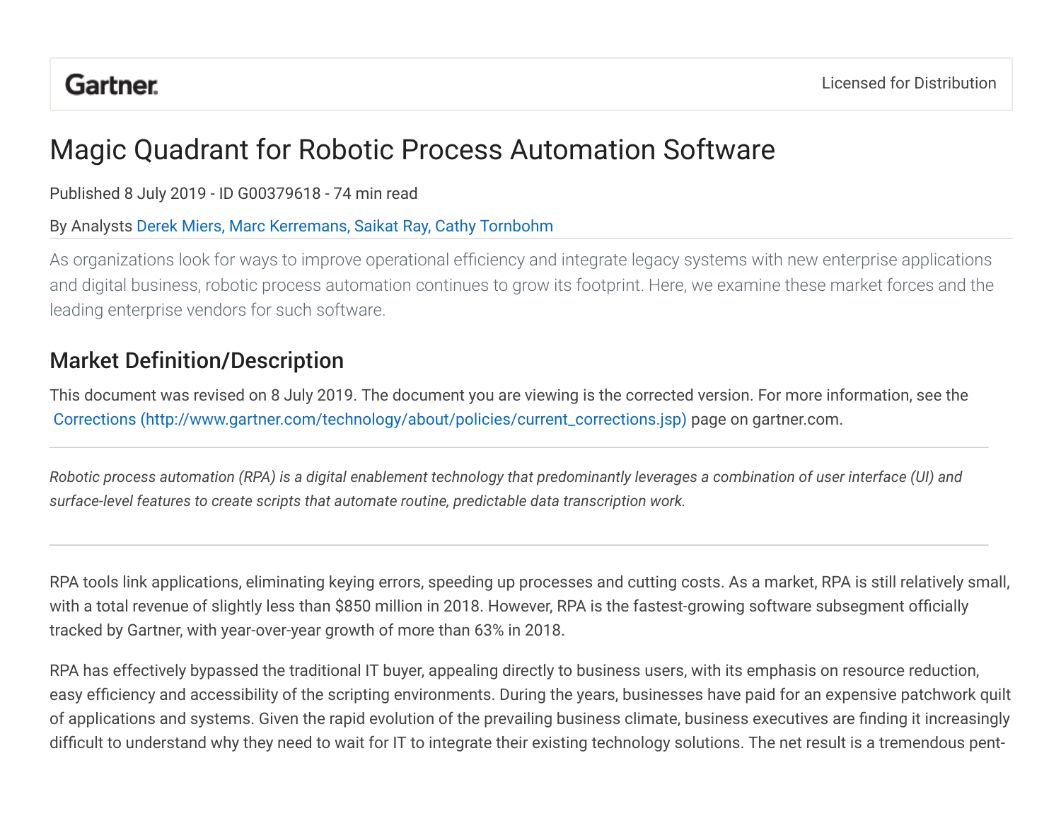Gartner. Licensed for Distribution

# Magic Quadrant for Robotic Process Automation Software

Published 8 July 2019 - ID G00379618 - 74 min read

By Analysts Derek Miers, Marc Kerremans, Saikat Ray, Cathy Tornbohm

As organizations look for ways to improve operational efficiency and integrate legacy systems with new enterprise applications and digital business, robotic process automation continues to grow its footprint. Here, we examine these market forces and the leading enterprise vendors for such software.

## Market Definition/Description

This document was revised on 8 July 2019. The document you are viewing is the corrected version. For more information, see the Corrections (http://www.gartner.com/technology/about/policies/current_corrections.jsp) page on gartner.com.

---

*Robotic process automation (RPA) is a digital enablement technology that predominantly leverages a combination of user interface (UI) and surface-level features to create scripts that automate routine, predictable data transcription work.*

---

RPA tools link applications, eliminating keying errors, speeding up processes and cutting costs. As a market, RPA is still relatively small, with a total revenue of slightly less than $850 million in 2018. However, RPA is the fastest-growing software subsegment officially tracked by Gartner, with year-over-year growth of more than 63% in 2018.

RPA has effectively bypassed the traditional IT buyer, appealing directly to business users, with its emphasis on resource reduction, easy efficiency and accessibility of the scripting environments. During the years, businesses have paid for an expensive patchwork quilt of applications and systems. Given the rapid evolution of the prevailing business climate, business executives are finding it increasingly difficult to understand why they need to wait for IT to integrate their existing technology solutions. The net result is a tremendous pent-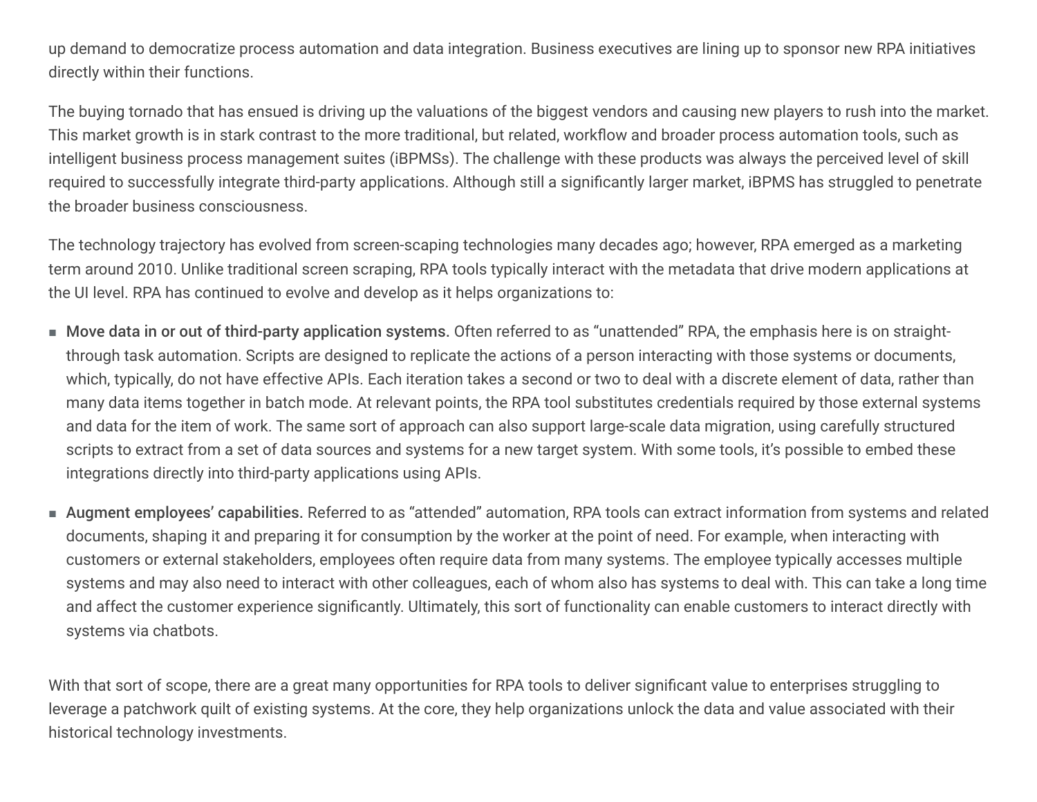up demand to democratize process automation and data integration. Business executives are lining up to sponsor new RPA initiatives directly within their functions.

The buying tornado that has ensued is driving up the valuations of the biggest vendors and causing new players to rush into the market. This market growth is in stark contrast to the more traditional, but related, workflow and broader process automation tools, such as intelligent business process management suites (iBPMSs). The challenge with these products was always the perceived level of skill required to successfully integrate third-party applications. Although still a significantly larger market, iBPMS has struggled to penetrate the broader business consciousness.

The technology trajectory has evolved from screen-scaping technologies many decades ago; however, RPA emerged as a marketing term around 2010. Unlike traditional screen scraping, RPA tools typically interact with the metadata that drive modern applications at the UI level. RPA has continued to evolve and develop as it helps organizations to:

- **Move data in or out of third-party application systems.** Often referred to as "unattended" RPA, the emphasis here is on straight-through task automation. Scripts are designed to replicate the actions of a person interacting with those systems or documents, which, typically, do not have effective APIs. Each iteration takes a second or two to deal with a discrete element of data, rather than many data items together in batch mode. At relevant points, the RPA tool substitutes credentials required by those external systems and data for the item of work. The same sort of approach can also support large-scale data migration, using carefully structured scripts to extract from a set of data sources and systems for a new target system. With some tools, it's possible to embed these integrations directly into third-party applications using APIs.

- **Augment employees' capabilities.** Referred to as "attended" automation, RPA tools can extract information from systems and related documents, shaping it and preparing it for consumption by the worker at the point of need. For example, when interacting with customers or external stakeholders, employees often require data from many systems. The employee typically accesses multiple systems and may also need to interact with other colleagues, each of whom also has systems to deal with. This can take a long time and affect the customer experience significantly. Ultimately, this sort of functionality can enable customers to interact directly with systems via chatbots.

With that sort of scope, there are a great many opportunities for RPA tools to deliver significant value to enterprises struggling to leverage a patchwork quilt of existing systems. At the core, they help organizations unlock the data and value associated with their historical technology investments.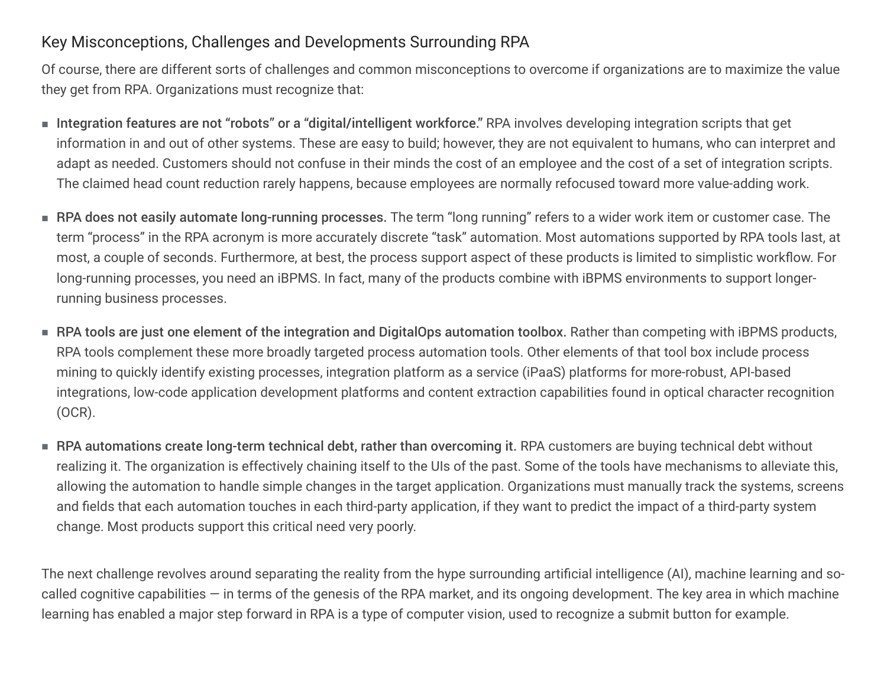## Key Misconceptions, Challenges and Developments Surrounding RPA

Of course, there are different sorts of challenges and common misconceptions to overcome if organizations are to maximize the value they get from RPA. Organizations must recognize that:

- **Integration features are not "robots" or a "digital/intelligent workforce."** RPA involves developing integration scripts that get information in and out of other systems. These are easy to build; however, they are not equivalent to humans, who can interpret and adapt as needed. Customers should not confuse in their minds the cost of an employee and the cost of a set of integration scripts. The claimed head count reduction rarely happens, because employees are normally refocused toward more value-adding work.

- **RPA does not easily automate long-running processes.** The term "long running" refers to a wider work item or customer case. The term "process" in the RPA acronym is more accurately discrete "task" automation. Most automations supported by RPA tools last, at most, a couple of seconds. Furthermore, at best, the process support aspect of these products is limited to simplistic workflow. For long-running processes, you need an iBPMS. In fact, many of the products combine with iBPMS environments to support longer-running business processes.

- **RPA tools are just one element of the integration and DigitalOps automation toolbox.** Rather than competing with iBPMS products, RPA tools complement these more broadly targeted process automation tools. Other elements of that tool box include process mining to quickly identify existing processes, integration platform as a service (iPaaS) platforms for more-robust, API-based integrations, low-code application development platforms and content extraction capabilities found in optical character recognition (OCR).

- **RPA automations create long-term technical debt, rather than overcoming it.** RPA customers are buying technical debt without realizing it. The organization is effectively chaining itself to the UIs of the past. Some of the tools have mechanisms to alleviate this, allowing the automation to handle simple changes in the target application. Organizations must manually track the systems, screens and fields that each automation touches in each third-party application, if they want to predict the impact of a third-party system change. Most products support this critical need very poorly.

The next challenge revolves around separating the reality from the hype surrounding artificial intelligence (AI), machine learning and so-called cognitive capabilities — in terms of the genesis of the RPA market, and its ongoing development. The key area in which machine learning has enabled a major step forward in RPA is a type of computer vision, used to recognize a submit button for example.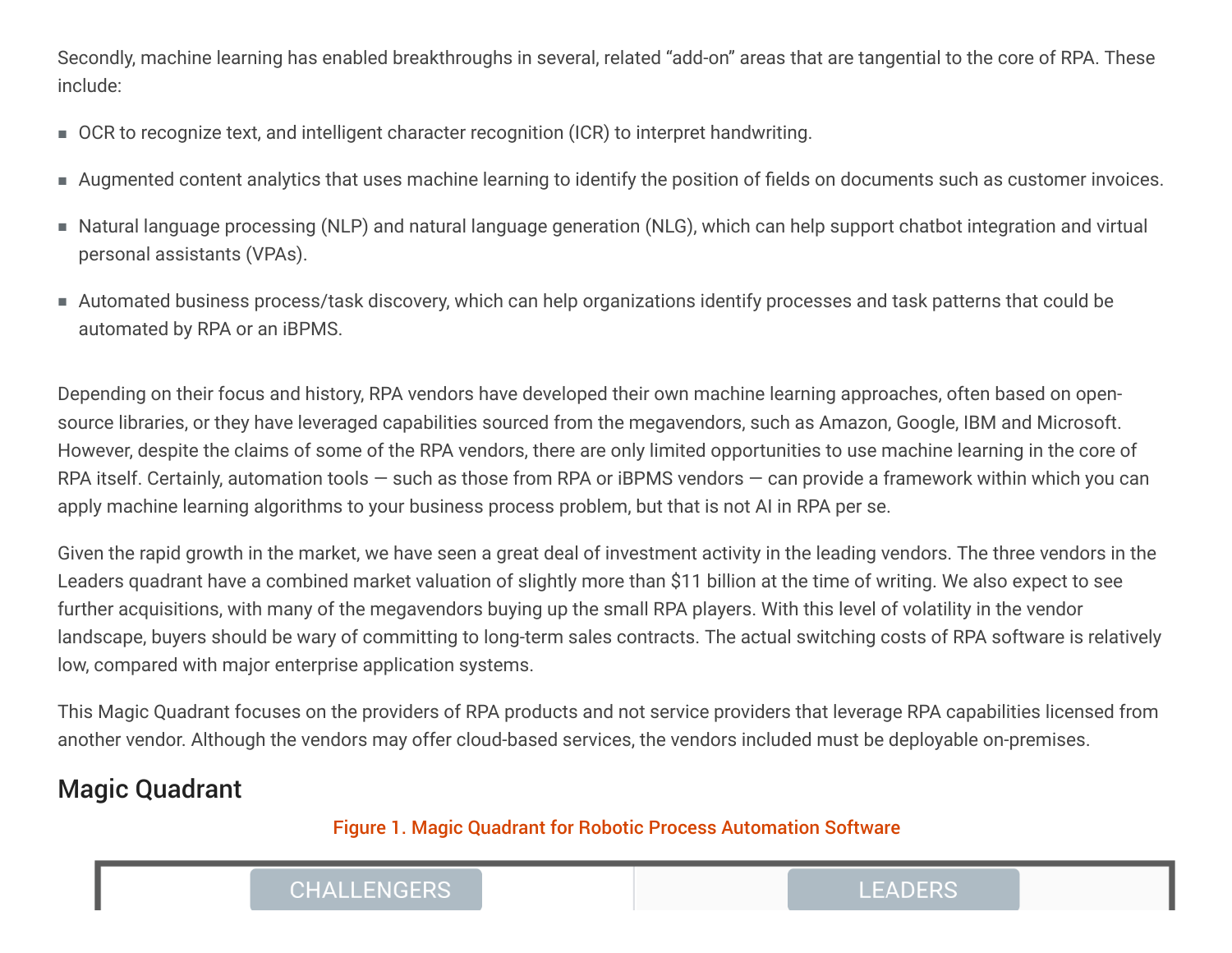Secondly, machine learning has enabled breakthroughs in several, related "add-on" areas that are tangential to the core of RPA. These include:

- OCR to recognize text, and intelligent character recognition (ICR) to interpret handwriting.
- Augmented content analytics that uses machine learning to identify the position of fields on documents such as customer invoices.
- Natural language processing (NLP) and natural language generation (NLG), which can help support chatbot integration and virtual personal assistants (VPAs).
- Automated business process/task discovery, which can help organizations identify processes and task patterns that could be automated by RPA or an iBPMS.

Depending on their focus and history, RPA vendors have developed their own machine learning approaches, often based on open-source libraries, or they have leveraged capabilities sourced from the megavendors, such as Amazon, Google, IBM and Microsoft. However, despite the claims of some of the RPA vendors, there are only limited opportunities to use machine learning in the core of RPA itself. Certainly, automation tools — such as those from RPA or iBPMS vendors — can provide a framework within which you can apply machine learning algorithms to your business process problem, but that is not AI in RPA per se.

Given the rapid growth in the market, we have seen a great deal of investment activity in the leading vendors. The three vendors in the Leaders quadrant have a combined market valuation of slightly more than $11 billion at the time of writing. We also expect to see further acquisitions, with many of the megavendors buying up the small RPA players. With this level of volatility in the vendor landscape, buyers should be wary of committing to long-term sales contracts. The actual switching costs of RPA software is relatively low, compared with major enterprise application systems.

This Magic Quadrant focuses on the providers of RPA products and not service providers that leverage RPA capabilities licensed from another vendor. Although the vendors may offer cloud-based services, the vendors included must be deployable on-premises.

## Magic Quadrant

Figure 1. Magic Quadrant for Robotic Process Automation Software

CHALLENGERS | LEADERS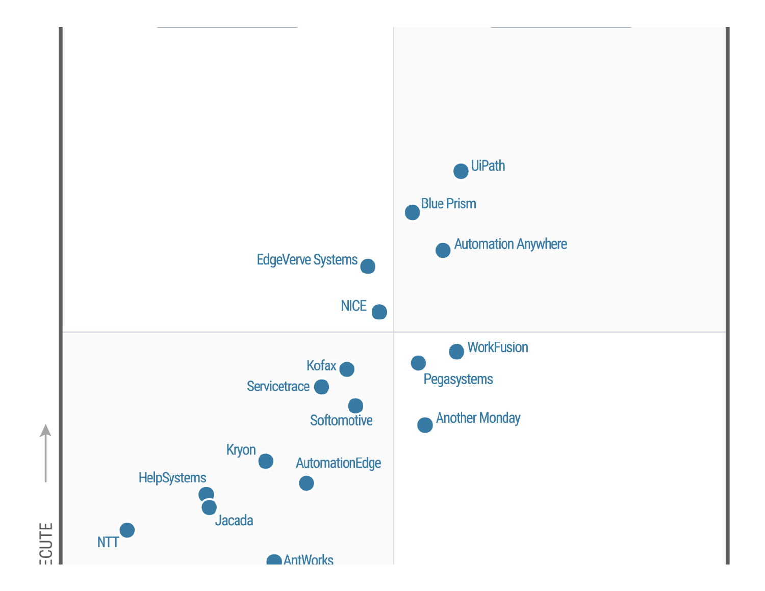UiPath

Blue Prism

Automation Anywhere

EdgeVerve Systems

NICE

WorkFusion

Pegasystems

Another Monday

Kofax

Servicetrace

Softomotive

Kryon

AutomationEdge

HelpSystems

Jacada

NTT

AntWorks

ECUTE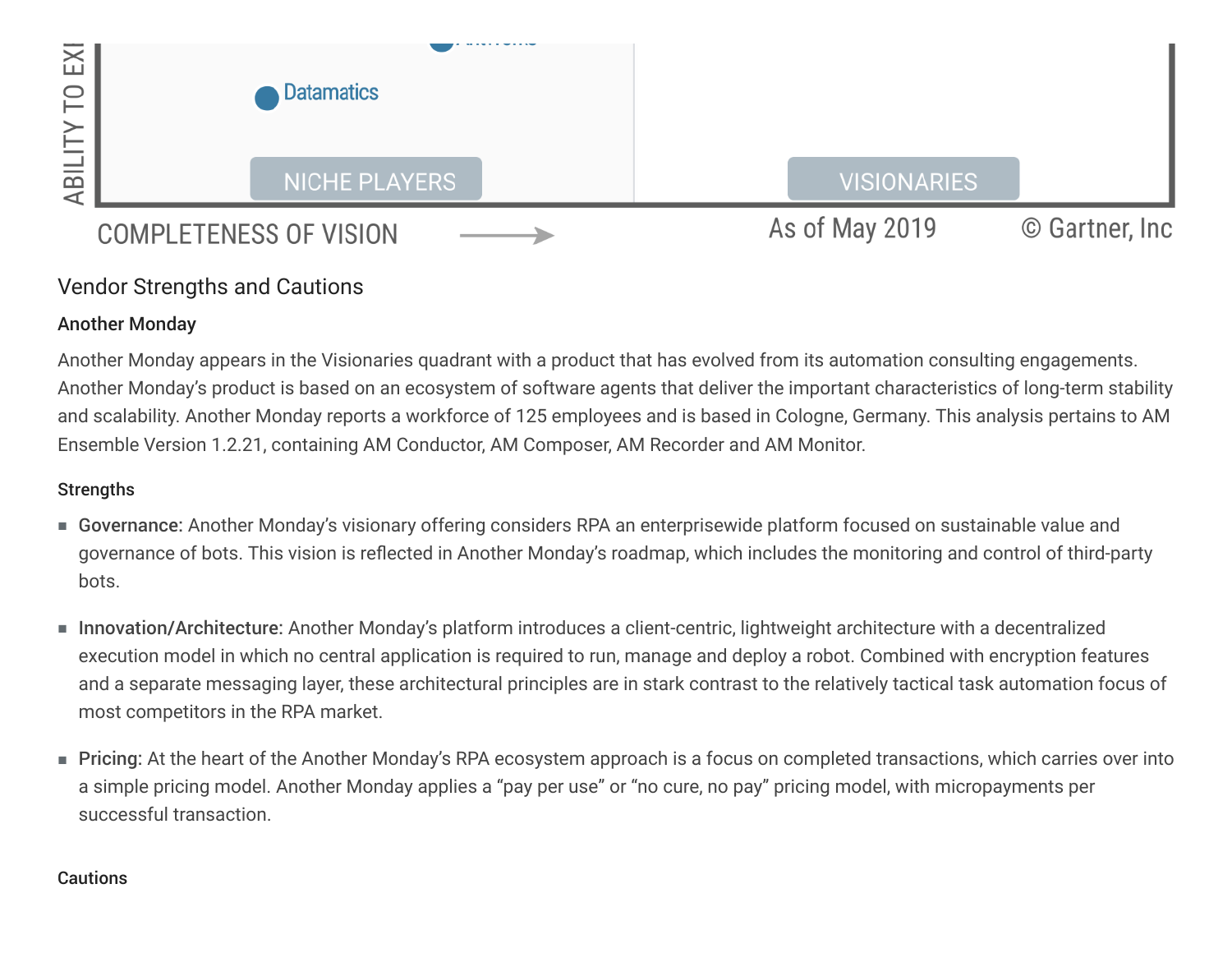ABILITY TO EXECUTE

Datamatics

NICHE PLAYERS

VISIONARIES

COMPLETENESS OF VISION → As of May 2019 © Gartner, Inc

## Vendor Strengths and Cautions

### Another Monday

Another Monday appears in the Visionaries quadrant with a product that has evolved from its automation consulting engagements. Another Monday's product is based on an ecosystem of software agents that deliver the important characteristics of long-term stability and scalability. Another Monday reports a workforce of 125 employees and is based in Cologne, Germany. This analysis pertains to AM Ensemble Version 1.2.21, containing AM Conductor, AM Composer, AM Recorder and AM Monitor.

#### Strengths

- **Governance:** Another Monday's visionary offering considers RPA an enterprisewide platform focused on sustainable value and governance of bots. This vision is reflected in Another Monday's roadmap, which includes the monitoring and control of third-party bots.
- **Innovation/Architecture:** Another Monday's platform introduces a client-centric, lightweight architecture with a decentralized execution model in which no central application is required to run, manage and deploy a robot. Combined with encryption features and a separate messaging layer, these architectural principles are in stark contrast to the relatively tactical task automation focus of most competitors in the RPA market.
- **Pricing:** At the heart of the Another Monday's RPA ecosystem approach is a focus on completed transactions, which carries over into a simple pricing model. Another Monday applies a "pay per use" or "no cure, no pay" pricing model, with micropayments per successful transaction.

#### Cautions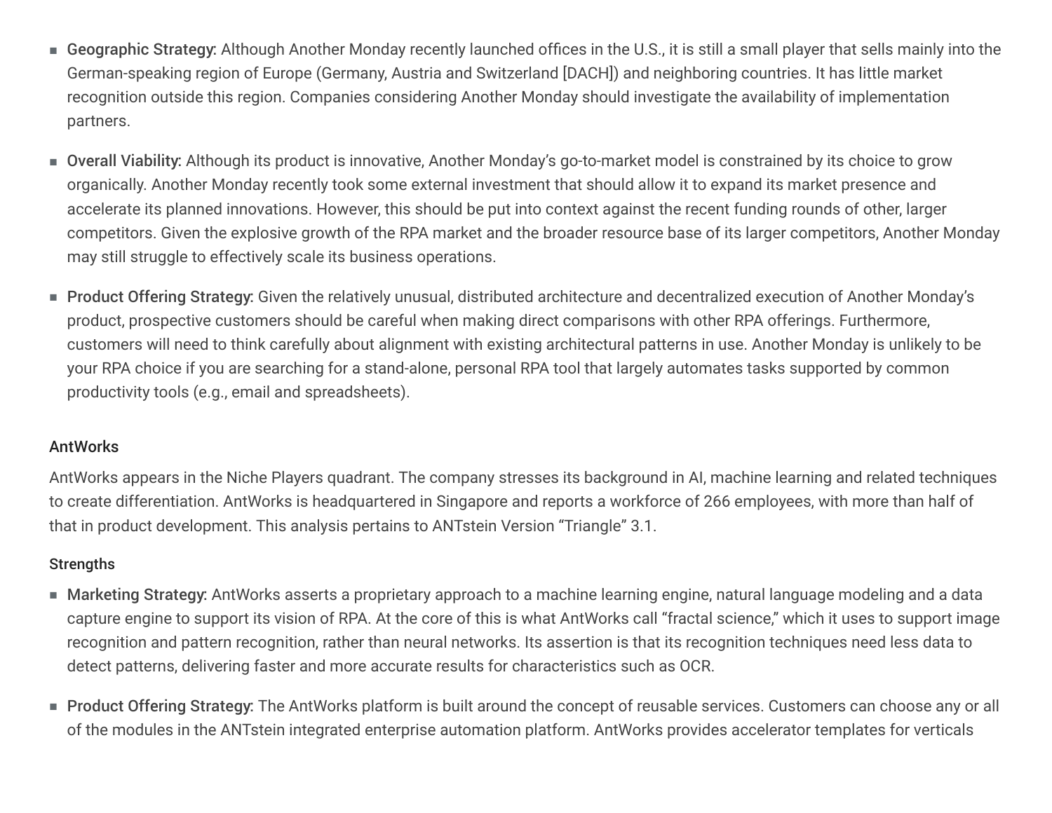- **Geographic Strategy:** Although Another Monday recently launched offices in the U.S., it is still a small player that sells mainly into the German-speaking region of Europe (Germany, Austria and Switzerland [DACH]) and neighboring countries. It has little market recognition outside this region. Companies considering Another Monday should investigate the availability of implementation partners.

- **Overall Viability:** Although its product is innovative, Another Monday's go-to-market model is constrained by its choice to grow organically. Another Monday recently took some external investment that should allow it to expand its market presence and accelerate its planned innovations. However, this should be put into context against the recent funding rounds of other, larger competitors. Given the explosive growth of the RPA market and the broader resource base of its larger competitors, Another Monday may still struggle to effectively scale its business operations.

- **Product Offering Strategy:** Given the relatively unusual, distributed architecture and decentralized execution of Another Monday's product, prospective customers should be careful when making direct comparisons with other RPA offerings. Furthermore, customers will need to think carefully about alignment with existing architectural patterns in use. Another Monday is unlikely to be your RPA choice if you are searching for a stand-alone, personal RPA tool that largely automates tasks supported by common productivity tools (e.g., email and spreadsheets).

### AntWorks

AntWorks appears in the Niche Players quadrant. The company stresses its background in AI, machine learning and related techniques to create differentiation. AntWorks is headquartered in Singapore and reports a workforce of 266 employees, with more than half of that in product development. This analysis pertains to ANTstein Version "Triangle" 3.1.

#### Strengths

- **Marketing Strategy:** AntWorks asserts a proprietary approach to a machine learning engine, natural language modeling and a data capture engine to support its vision of RPA. At the core of this is what AntWorks call "fractal science," which it uses to support image recognition and pattern recognition, rather than neural networks. Its assertion is that its recognition techniques need less data to detect patterns, delivering faster and more accurate results for characteristics such as OCR.

- **Product Offering Strategy:** The AntWorks platform is built around the concept of reusable services. Customers can choose any or all of the modules in the ANTstein integrated enterprise automation platform. AntWorks provides accelerator templates for verticals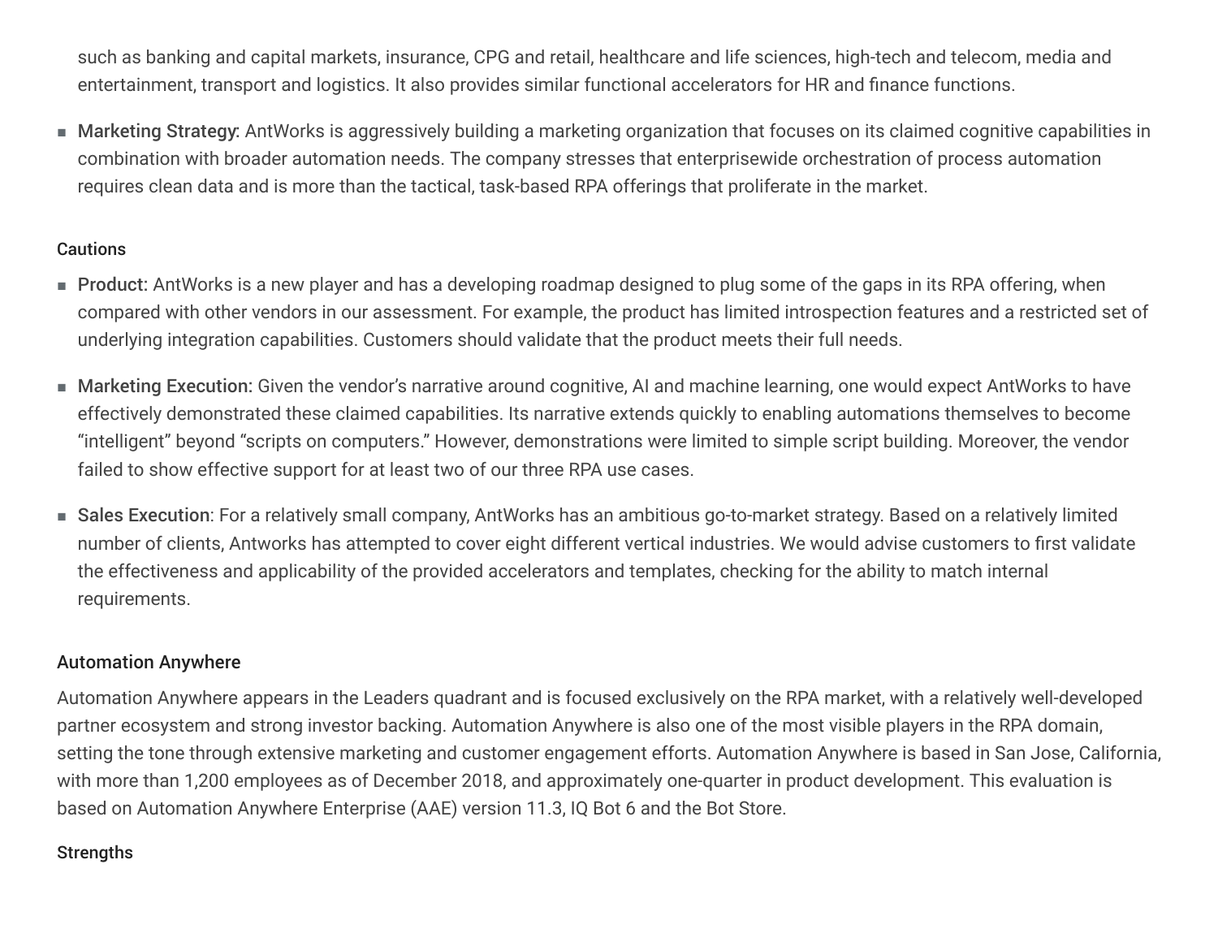such as banking and capital markets, insurance, CPG and retail, healthcare and life sciences, high-tech and telecom, media and entertainment, transport and logistics. It also provides similar functional accelerators for HR and finance functions.

- Marketing Strategy: AntWorks is aggressively building a marketing organization that focuses on its claimed cognitive capabilities in combination with broader automation needs. The company stresses that enterprisewide orchestration of process automation requires clean data and is more than the tactical, task-based RPA offerings that proliferate in the market.

#### Cautions

- Product: AntWorks is a new player and has a developing roadmap designed to plug some of the gaps in its RPA offering, when compared with other vendors in our assessment. For example, the product has limited introspection features and a restricted set of underlying integration capabilities. Customers should validate that the product meets their full needs.
- Marketing Execution: Given the vendor's narrative around cognitive, AI and machine learning, one would expect AntWorks to have effectively demonstrated these claimed capabilities. Its narrative extends quickly to enabling automations themselves to become "intelligent" beyond "scripts on computers." However, demonstrations were limited to simple script building. Moreover, the vendor failed to show effective support for at least two of our three RPA use cases.
- Sales Execution: For a relatively small company, AntWorks has an ambitious go-to-market strategy. Based on a relatively limited number of clients, Antworks has attempted to cover eight different vertical industries. We would advise customers to first validate the effectiveness and applicability of the provided accelerators and templates, checking for the ability to match internal requirements.

### Automation Anywhere

Automation Anywhere appears in the Leaders quadrant and is focused exclusively on the RPA market, with a relatively well-developed partner ecosystem and strong investor backing. Automation Anywhere is also one of the most visible players in the RPA domain, setting the tone through extensive marketing and customer engagement efforts. Automation Anywhere is based in San Jose, California, with more than 1,200 employees as of December 2018, and approximately one-quarter in product development. This evaluation is based on Automation Anywhere Enterprise (AAE) version 11.3, IQ Bot 6 and the Bot Store.

#### Strengths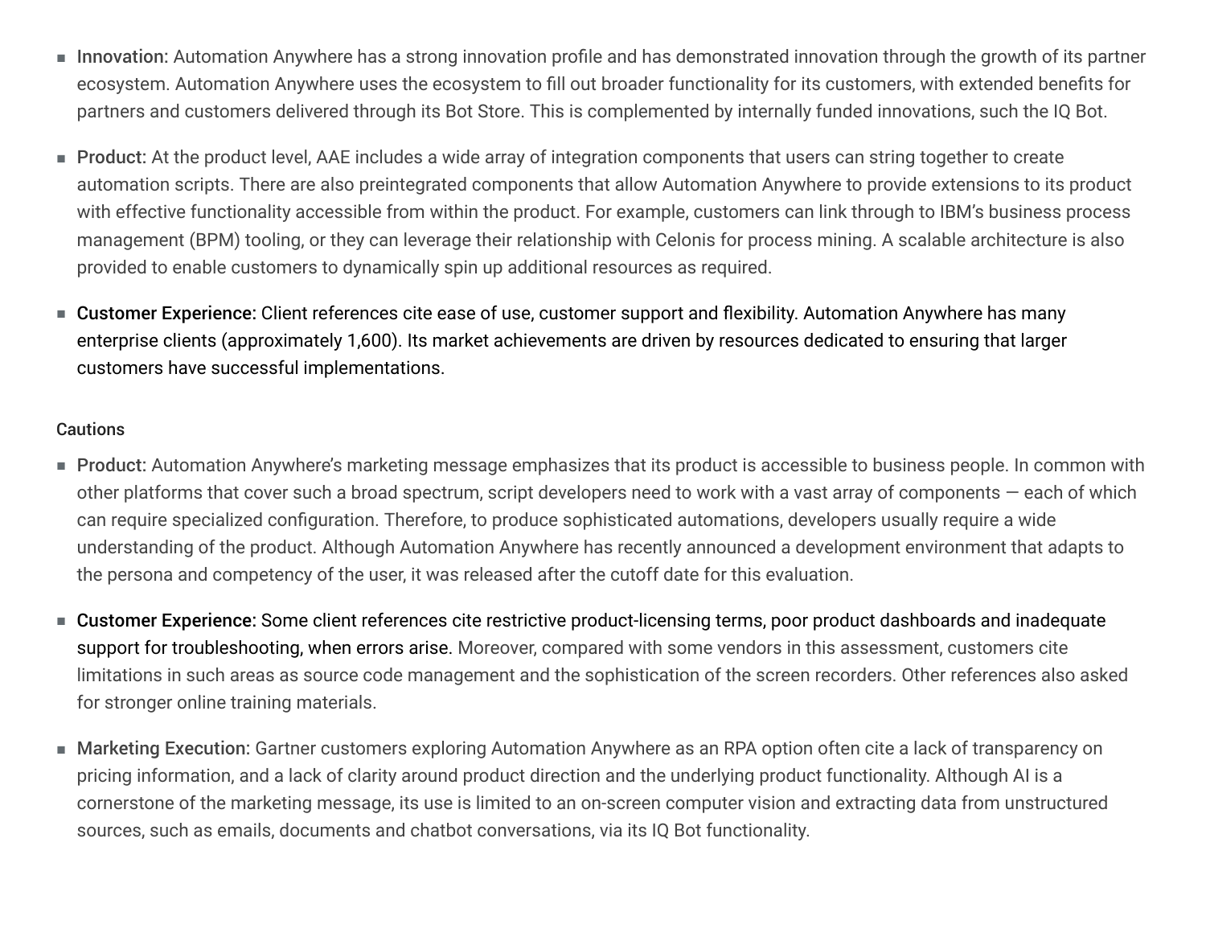- **Innovation:** Automation Anywhere has a strong innovation profile and has demonstrated innovation through the growth of its partner ecosystem. Automation Anywhere uses the ecosystem to fill out broader functionality for its customers, with extended benefits for partners and customers delivered through its Bot Store. This is complemented by internally funded innovations, such the IQ Bot.
- **Product:** At the product level, AAE includes a wide array of integration components that users can string together to create automation scripts. There are also preintegrated components that allow Automation Anywhere to provide extensions to its product with effective functionality accessible from within the product. For example, customers can link through to IBM's business process management (BPM) tooling, or they can leverage their relationship with Celonis for process mining. A scalable architecture is also provided to enable customers to dynamically spin up additional resources as required.
- **Customer Experience:** Client references cite ease of use, customer support and flexibility. Automation Anywhere has many enterprise clients (approximately 1,600). Its market achievements are driven by resources dedicated to ensuring that larger customers have successful implementations.

Cautions

- **Product:** Automation Anywhere's marketing message emphasizes that its product is accessible to business people. In common with other platforms that cover such a broad spectrum, script developers need to work with a vast array of components — each of which can require specialized configuration. Therefore, to produce sophisticated automations, developers usually require a wide understanding of the product. Although Automation Anywhere has recently announced a development environment that adapts to the persona and competency of the user, it was released after the cutoff date for this evaluation.
- **Customer Experience:** Some client references cite restrictive product-licensing terms, poor product dashboards and inadequate support for troubleshooting, when errors arise. Moreover, compared with some vendors in this assessment, customers cite limitations in such areas as source code management and the sophistication of the screen recorders. Other references also asked for stronger online training materials.
- **Marketing Execution:** Gartner customers exploring Automation Anywhere as an RPA option often cite a lack of transparency on pricing information, and a lack of clarity around product direction and the underlying product functionality. Although AI is a cornerstone of the marketing message, its use is limited to an on-screen computer vision and extracting data from unstructured sources, such as emails, documents and chatbot conversations, via its IQ Bot functionality.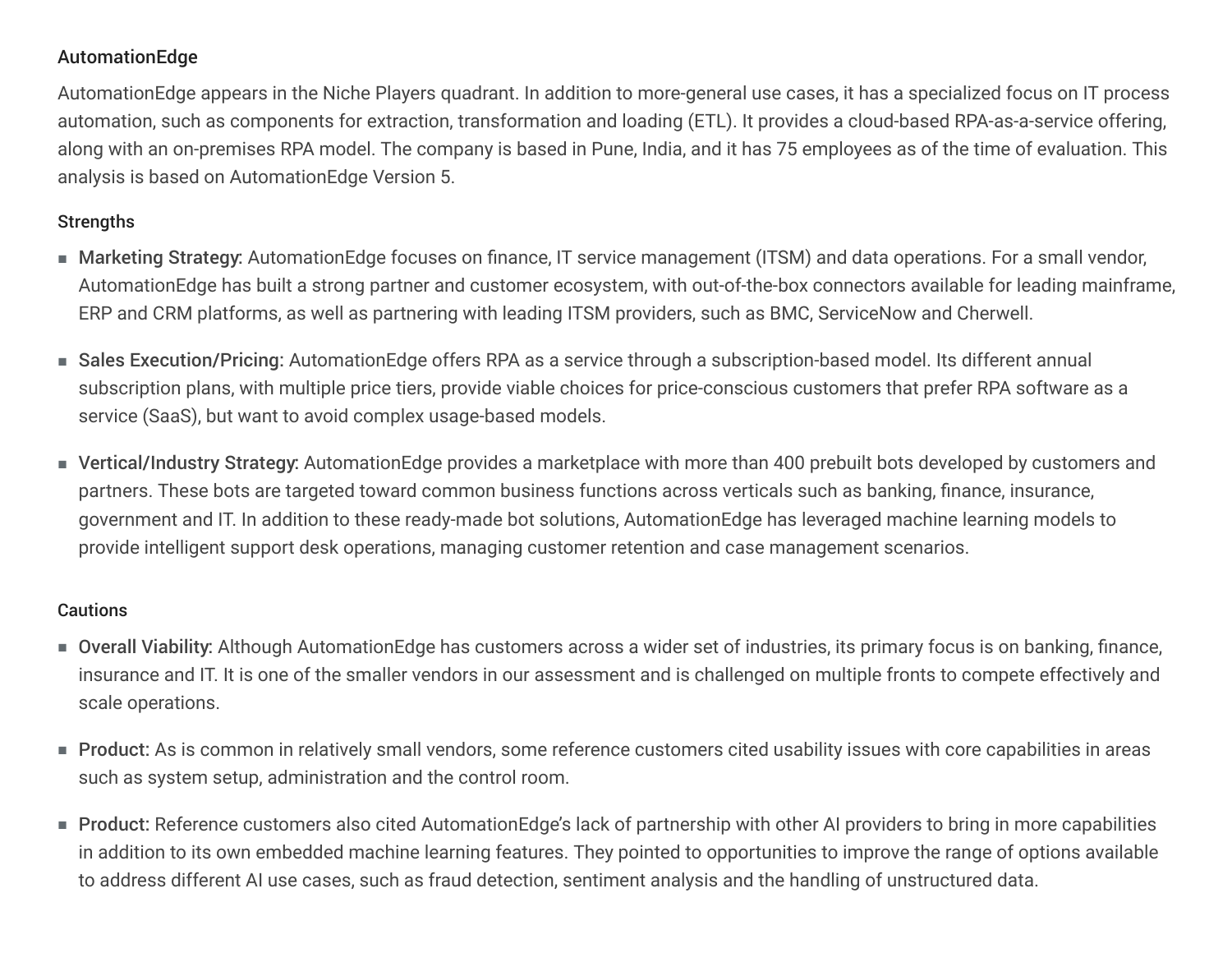### AutomationEdge

AutomationEdge appears in the Niche Players quadrant. In addition to more-general use cases, it has a specialized focus on IT process automation, such as components for extraction, transformation and loading (ETL). It provides a cloud-based RPA-as-a-service offering, along with an on-premises RPA model. The company is based in Pune, India, and it has 75 employees as of the time of evaluation. This analysis is based on AutomationEdge Version 5.

#### Strengths

- **Marketing Strategy:** AutomationEdge focuses on finance, IT service management (ITSM) and data operations. For a small vendor, AutomationEdge has built a strong partner and customer ecosystem, with out-of-the-box connectors available for leading mainframe, ERP and CRM platforms, as well as partnering with leading ITSM providers, such as BMC, ServiceNow and Cherwell.
- **Sales Execution/Pricing:** AutomationEdge offers RPA as a service through a subscription-based model. Its different annual subscription plans, with multiple price tiers, provide viable choices for price-conscious customers that prefer RPA software as a service (SaaS), but want to avoid complex usage-based models.
- **Vertical/Industry Strategy:** AutomationEdge provides a marketplace with more than 400 prebuilt bots developed by customers and partners. These bots are targeted toward common business functions across verticals such as banking, finance, insurance, government and IT. In addition to these ready-made bot solutions, AutomationEdge has leveraged machine learning models to provide intelligent support desk operations, managing customer retention and case management scenarios.

#### Cautions

- **Overall Viability:** Although AutomationEdge has customers across a wider set of industries, its primary focus is on banking, finance, insurance and IT. It is one of the smaller vendors in our assessment and is challenged on multiple fronts to compete effectively and scale operations.
- **Product:** As is common in relatively small vendors, some reference customers cited usability issues with core capabilities in areas such as system setup, administration and the control room.
- **Product:** Reference customers also cited AutomationEdge's lack of partnership with other AI providers to bring in more capabilities in addition to its own embedded machine learning features. They pointed to opportunities to improve the range of options available to address different AI use cases, such as fraud detection, sentiment analysis and the handling of unstructured data.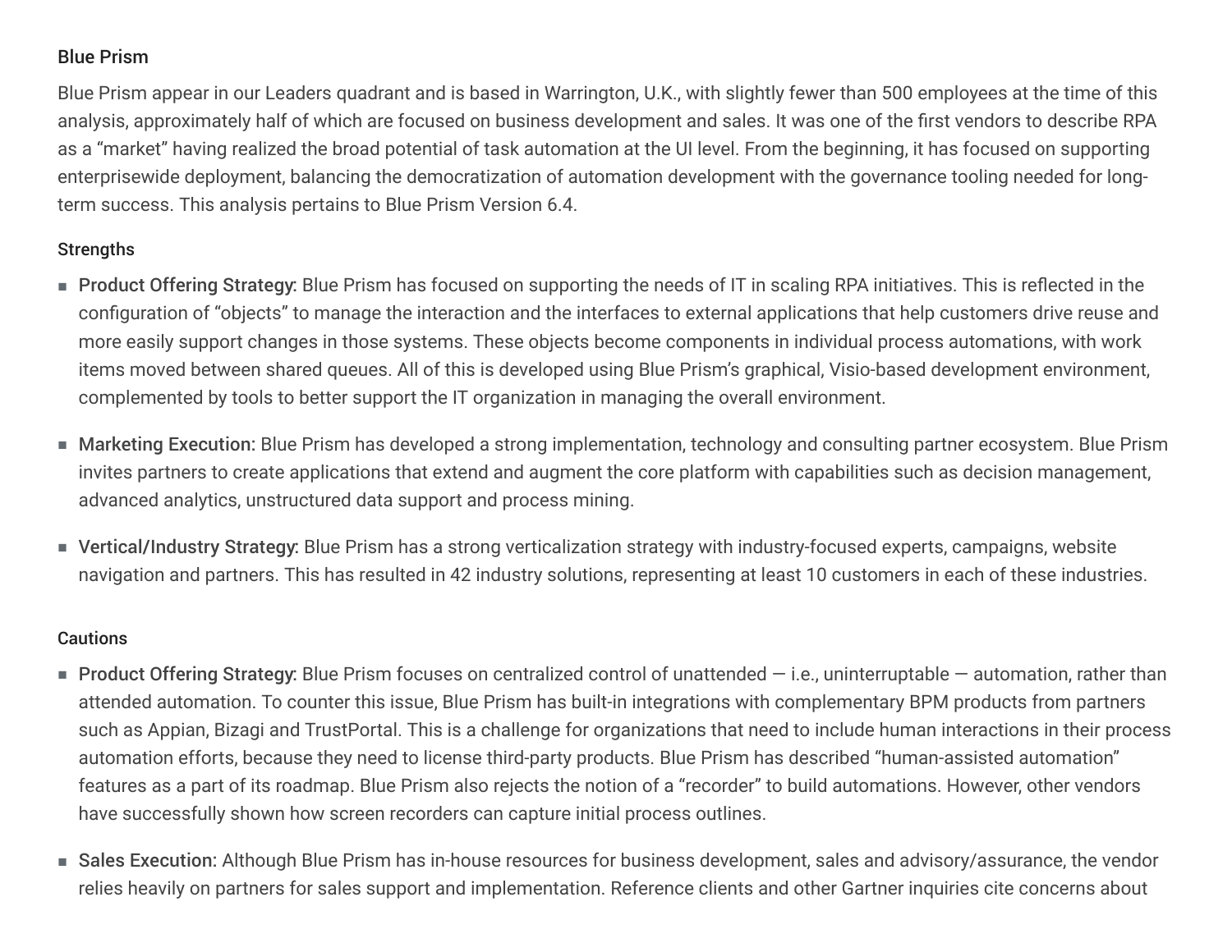### Blue Prism

Blue Prism appear in our Leaders quadrant and is based in Warrington, U.K., with slightly fewer than 500 employees at the time of this analysis, approximately half of which are focused on business development and sales. It was one of the first vendors to describe RPA as a "market" having realized the broad potential of task automation at the UI level. From the beginning, it has focused on supporting enterprisewide deployment, balancing the democratization of automation development with the governance tooling needed for long-term success. This analysis pertains to Blue Prism Version 6.4.

#### Strengths

- **Product Offering Strategy:** Blue Prism has focused on supporting the needs of IT in scaling RPA initiatives. This is reflected in the configuration of "objects" to manage the interaction and the interfaces to external applications that help customers drive reuse and more easily support changes in those systems. These objects become components in individual process automations, with work items moved between shared queues. All of this is developed using Blue Prism's graphical, Visio-based development environment, complemented by tools to better support the IT organization in managing the overall environment.

- **Marketing Execution:** Blue Prism has developed a strong implementation, technology and consulting partner ecosystem. Blue Prism invites partners to create applications that extend and augment the core platform with capabilities such as decision management, advanced analytics, unstructured data support and process mining.

- **Vertical/Industry Strategy:** Blue Prism has a strong verticalization strategy with industry-focused experts, campaigns, website navigation and partners. This has resulted in 42 industry solutions, representing at least 10 customers in each of these industries.

#### Cautions

- **Product Offering Strategy:** Blue Prism focuses on centralized control of unattended — i.e., uninterruptable — automation, rather than attended automation. To counter this issue, Blue Prism has built-in integrations with complementary BPM products from partners such as Appian, Bizagi and TrustPortal. This is a challenge for organizations that need to include human interactions in their process automation efforts, because they need to license third-party products. Blue Prism has described "human-assisted automation" features as a part of its roadmap. Blue Prism also rejects the notion of a "recorder" to build automations. However, other vendors have successfully shown how screen recorders can capture initial process outlines.

- **Sales Execution:** Although Blue Prism has in-house resources for business development, sales and advisory/assurance, the vendor relies heavily on partners for sales support and implementation. Reference clients and other Gartner inquiries cite concerns about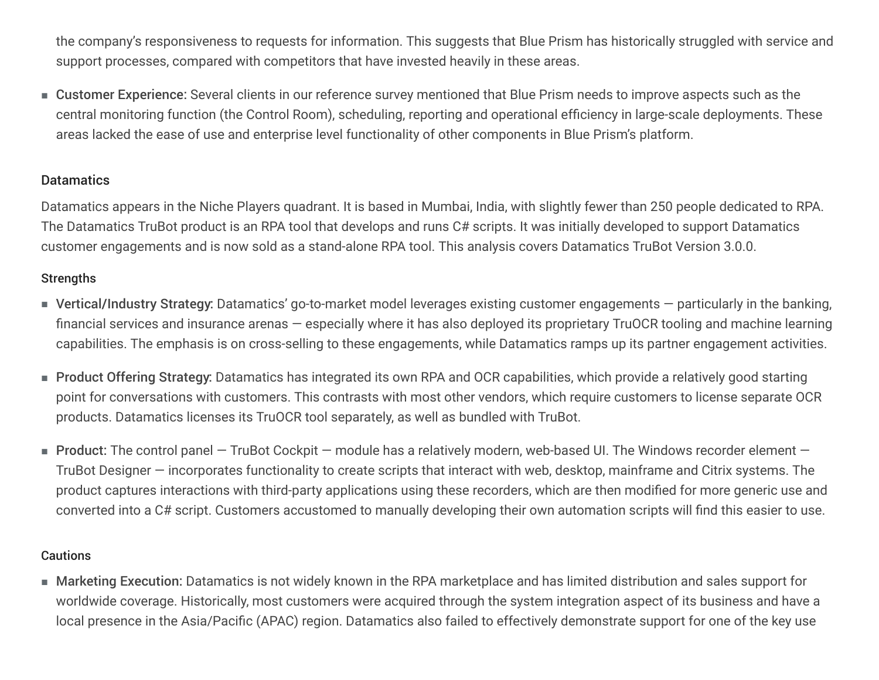the company's responsiveness to requests for information. This suggests that Blue Prism has historically struggled with service and support processes, compared with competitors that have invested heavily in these areas.

- Customer Experience: Several clients in our reference survey mentioned that Blue Prism needs to improve aspects such as the central monitoring function (the Control Room), scheduling, reporting and operational efficiency in large-scale deployments. These areas lacked the ease of use and enterprise level functionality of other components in Blue Prism's platform.

### Datamatics

Datamatics appears in the Niche Players quadrant. It is based in Mumbai, India, with slightly fewer than 250 people dedicated to RPA. The Datamatics TruBot product is an RPA tool that develops and runs C# scripts. It was initially developed to support Datamatics customer engagements and is now sold as a stand-alone RPA tool. This analysis covers Datamatics TruBot Version 3.0.0.

#### Strengths

- Vertical/Industry Strategy: Datamatics' go-to-market model leverages existing customer engagements — particularly in the banking, financial services and insurance arenas — especially where it has also deployed its proprietary TruOCR tooling and machine learning capabilities. The emphasis is on cross-selling to these engagements, while Datamatics ramps up its partner engagement activities.

- Product Offering Strategy: Datamatics has integrated its own RPA and OCR capabilities, which provide a relatively good starting point for conversations with customers. This contrasts with most other vendors, which require customers to license separate OCR products. Datamatics licenses its TruOCR tool separately, as well as bundled with TruBot.

- Product: The control panel — TruBot Cockpit — module has a relatively modern, web-based UI. The Windows recorder element — TruBot Designer — incorporates functionality to create scripts that interact with web, desktop, mainframe and Citrix systems. The product captures interactions with third-party applications using these recorders, which are then modified for more generic use and converted into a C# script. Customers accustomed to manually developing their own automation scripts will find this easier to use.

#### Cautions

- Marketing Execution: Datamatics is not widely known in the RPA marketplace and has limited distribution and sales support for worldwide coverage. Historically, most customers were acquired through the system integration aspect of its business and have a local presence in the Asia/Pacific (APAC) region. Datamatics also failed to effectively demonstrate support for one of the key use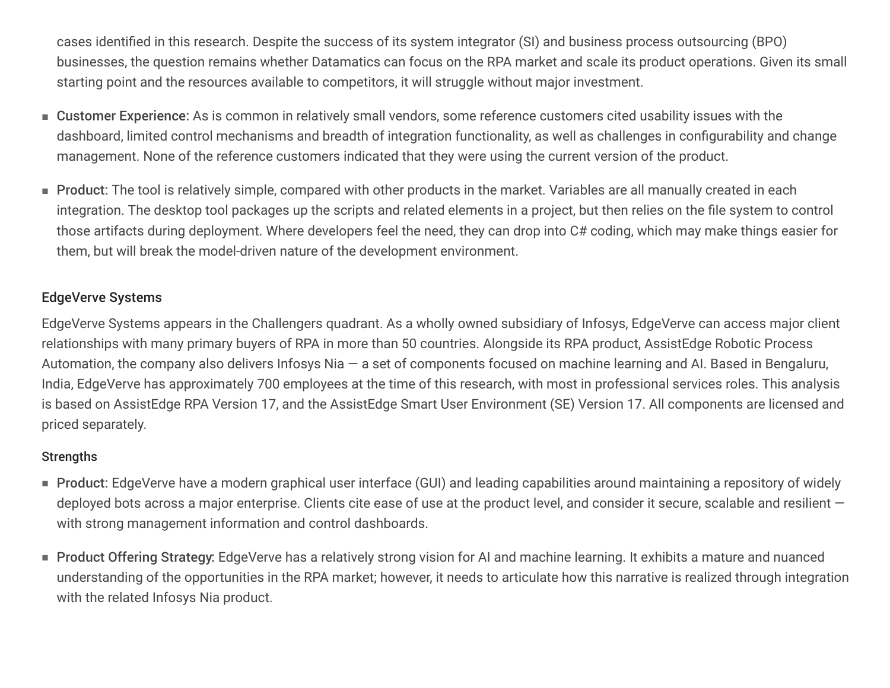cases identified in this research. Despite the success of its system integrator (SI) and business process outsourcing (BPO) businesses, the question remains whether Datamatics can focus on the RPA market and scale its product operations. Given its small starting point and the resources available to competitors, it will struggle without major investment.

- **Customer Experience:** As is common in relatively small vendors, some reference customers cited usability issues with the dashboard, limited control mechanisms and breadth of integration functionality, as well as challenges in configurability and change management. None of the reference customers indicated that they were using the current version of the product.

- **Product:** The tool is relatively simple, compared with other products in the market. Variables are all manually created in each integration. The desktop tool packages up the scripts and related elements in a project, but then relies on the file system to control those artifacts during deployment. Where developers feel the need, they can drop into C# coding, which may make things easier for them, but will break the model-driven nature of the development environment.

### EdgeVerve Systems

EdgeVerve Systems appears in the Challengers quadrant. As a wholly owned subsidiary of Infosys, EdgeVerve can access major client relationships with many primary buyers of RPA in more than 50 countries. Alongside its RPA product, AssistEdge Robotic Process Automation, the company also delivers Infosys Nia — a set of components focused on machine learning and AI. Based in Bengaluru, India, EdgeVerve has approximately 700 employees at the time of this research, with most in professional services roles. This analysis is based on AssistEdge RPA Version 17, and the AssistEdge Smart User Environment (SE) Version 17. All components are licensed and priced separately.

#### Strengths

- **Product:** EdgeVerve have a modern graphical user interface (GUI) and leading capabilities around maintaining a repository of widely deployed bots across a major enterprise. Clients cite ease of use at the product level, and consider it secure, scalable and resilient — with strong management information and control dashboards.

- **Product Offering Strategy:** EdgeVerve has a relatively strong vision for AI and machine learning. It exhibits a mature and nuanced understanding of the opportunities in the RPA market; however, it needs to articulate how this narrative is realized through integration with the related Infosys Nia product.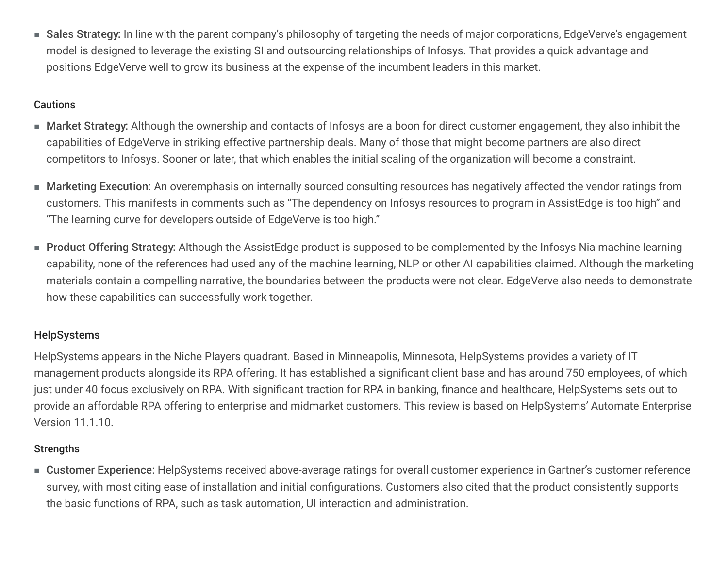- **Sales Strategy:** In line with the parent company's philosophy of targeting the needs of major corporations, EdgeVerve's engagement model is designed to leverage the existing SI and outsourcing relationships of Infosys. That provides a quick advantage and positions EdgeVerve well to grow its business at the expense of the incumbent leaders in this market.

#### Cautions

- **Market Strategy:** Although the ownership and contacts of Infosys are a boon for direct customer engagement, they also inhibit the capabilities of EdgeVerve in striking effective partnership deals. Many of those that might become partners are also direct competitors to Infosys. Sooner or later, that which enables the initial scaling of the organization will become a constraint.

- **Marketing Execution:** An overemphasis on internally sourced consulting resources has negatively affected the vendor ratings from customers. This manifests in comments such as "The dependency on Infosys resources to program in AssistEdge is too high" and "The learning curve for developers outside of EdgeVerve is too high."

- **Product Offering Strategy:** Although the AssistEdge product is supposed to be complemented by the Infosys Nia machine learning capability, none of the references had used any of the machine learning, NLP or other AI capabilities claimed. Although the marketing materials contain a compelling narrative, the boundaries between the products were not clear. EdgeVerve also needs to demonstrate how these capabilities can successfully work together.

### HelpSystems

HelpSystems appears in the Niche Players quadrant. Based in Minneapolis, Minnesota, HelpSystems provides a variety of IT management products alongside its RPA offering. It has established a significant client base and has around 750 employees, of which just under 40 focus exclusively on RPA. With significant traction for RPA in banking, finance and healthcare, HelpSystems sets out to provide an affordable RPA offering to enterprise and midmarket customers. This review is based on HelpSystems' Automate Enterprise Version 11.1.10.

#### Strengths

- **Customer Experience:** HelpSystems received above-average ratings for overall customer experience in Gartner's customer reference survey, with most citing ease of installation and initial configurations. Customers also cited that the product consistently supports the basic functions of RPA, such as task automation, UI interaction and administration.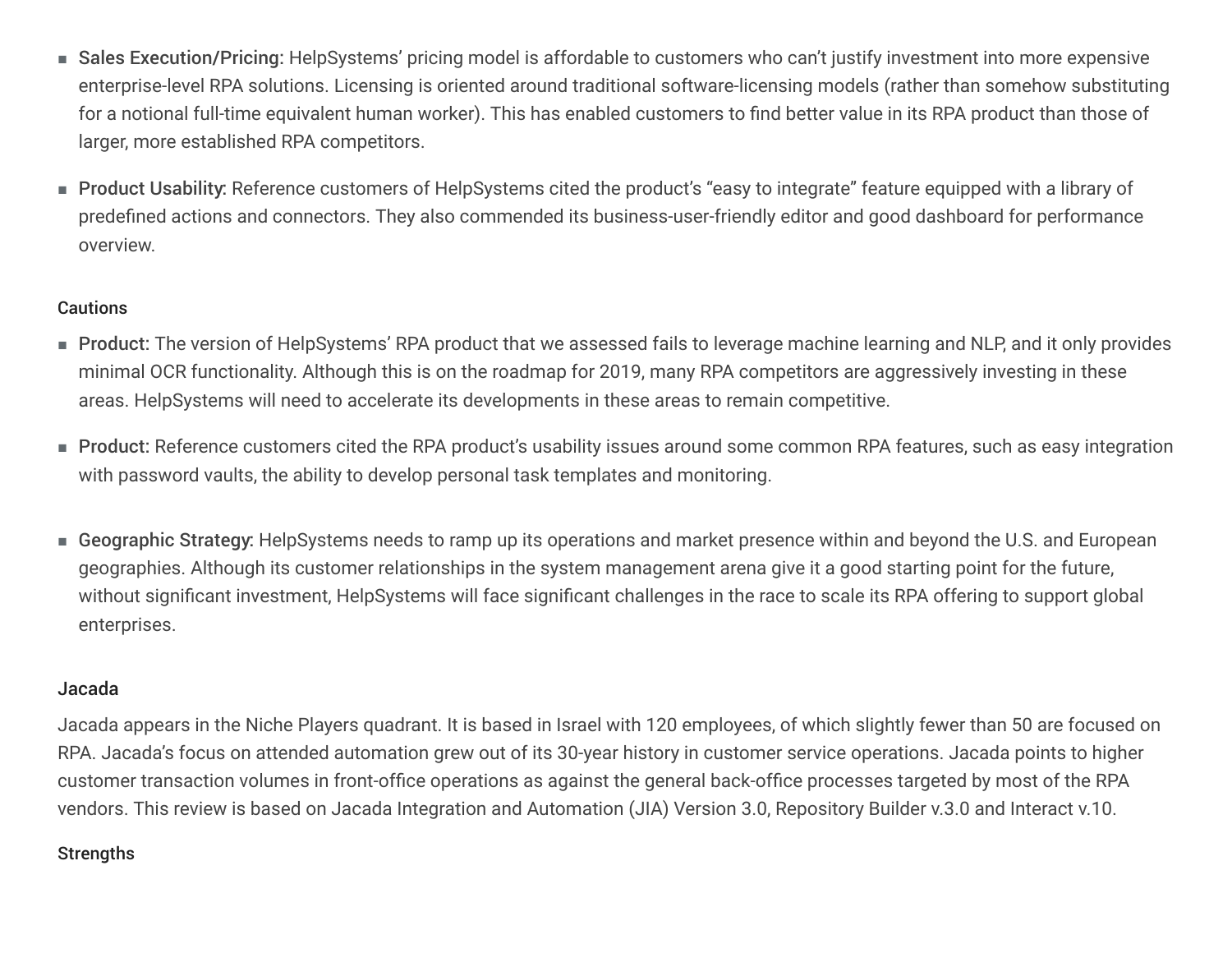- **Sales Execution/Pricing:** HelpSystems' pricing model is affordable to customers who can't justify investment into more expensive enterprise-level RPA solutions. Licensing is oriented around traditional software-licensing models (rather than somehow substituting for a notional full-time equivalent human worker). This has enabled customers to find better value in its RPA product than those of larger, more established RPA competitors.
- **Product Usability:** Reference customers of HelpSystems cited the product's "easy to integrate" feature equipped with a library of predefined actions and connectors. They also commended its business-user-friendly editor and good dashboard for performance overview.

#### Cautions

- **Product:** The version of HelpSystems' RPA product that we assessed fails to leverage machine learning and NLP, and it only provides minimal OCR functionality. Although this is on the roadmap for 2019, many RPA competitors are aggressively investing in these areas. HelpSystems will need to accelerate its developments in these areas to remain competitive.
- **Product:** Reference customers cited the RPA product's usability issues around some common RPA features, such as easy integration with password vaults, the ability to develop personal task templates and monitoring.
- **Geographic Strategy:** HelpSystems needs to ramp up its operations and market presence within and beyond the U.S. and European geographies. Although its customer relationships in the system management arena give it a good starting point for the future, without significant investment, HelpSystems will face significant challenges in the race to scale its RPA offering to support global enterprises.

### Jacada

Jacada appears in the Niche Players quadrant. It is based in Israel with 120 employees, of which slightly fewer than 50 are focused on RPA. Jacada's focus on attended automation grew out of its 30-year history in customer service operations. Jacada points to higher customer transaction volumes in front-office operations as against the general back-office processes targeted by most of the RPA vendors. This review is based on Jacada Integration and Automation (JIA) Version 3.0, Repository Builder v.3.0 and Interact v.10.

#### Strengths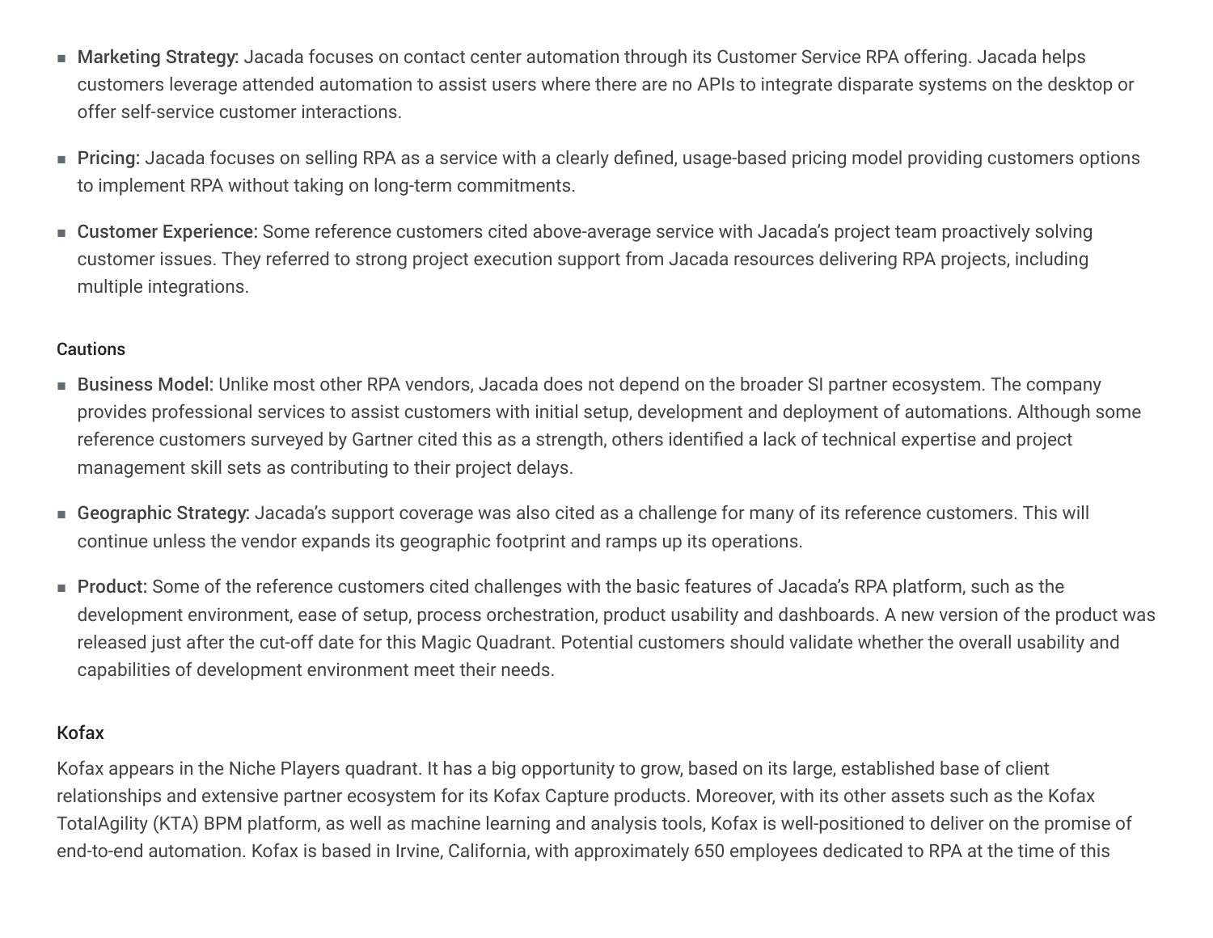- **Marketing Strategy:** Jacada focuses on contact center automation through its Customer Service RPA offering. Jacada helps customers leverage attended automation to assist users where there are no APIs to integrate disparate systems on the desktop or offer self-service customer interactions.
- **Pricing:** Jacada focuses on selling RPA as a service with a clearly defined, usage-based pricing model providing customers options to implement RPA without taking on long-term commitments.
- **Customer Experience:** Some reference customers cited above-average service with Jacada's project team proactively solving customer issues. They referred to strong project execution support from Jacada resources delivering RPA projects, including multiple integrations.

#### Cautions

- **Business Model:** Unlike most other RPA vendors, Jacada does not depend on the broader SI partner ecosystem. The company provides professional services to assist customers with initial setup, development and deployment of automations. Although some reference customers surveyed by Gartner cited this as a strength, others identified a lack of technical expertise and project management skill sets as contributing to their project delays.
- **Geographic Strategy:** Jacada's support coverage was also cited as a challenge for many of its reference customers. This will continue unless the vendor expands its geographic footprint and ramps up its operations.
- **Product:** Some of the reference customers cited challenges with the basic features of Jacada's RPA platform, such as the development environment, ease of setup, process orchestration, product usability and dashboards. A new version of the product was released just after the cut-off date for this Magic Quadrant. Potential customers should validate whether the overall usability and capabilities of development environment meet their needs.

### Kofax

Kofax appears in the Niche Players quadrant. It has a big opportunity to grow, based on its large, established base of client relationships and extensive partner ecosystem for its Kofax Capture products. Moreover, with its other assets such as the Kofax TotalAgility (KTA) BPM platform, as well as machine learning and analysis tools, Kofax is well-positioned to deliver on the promise of end-to-end automation. Kofax is based in Irvine, California, with approximately 650 employees dedicated to RPA at the time of this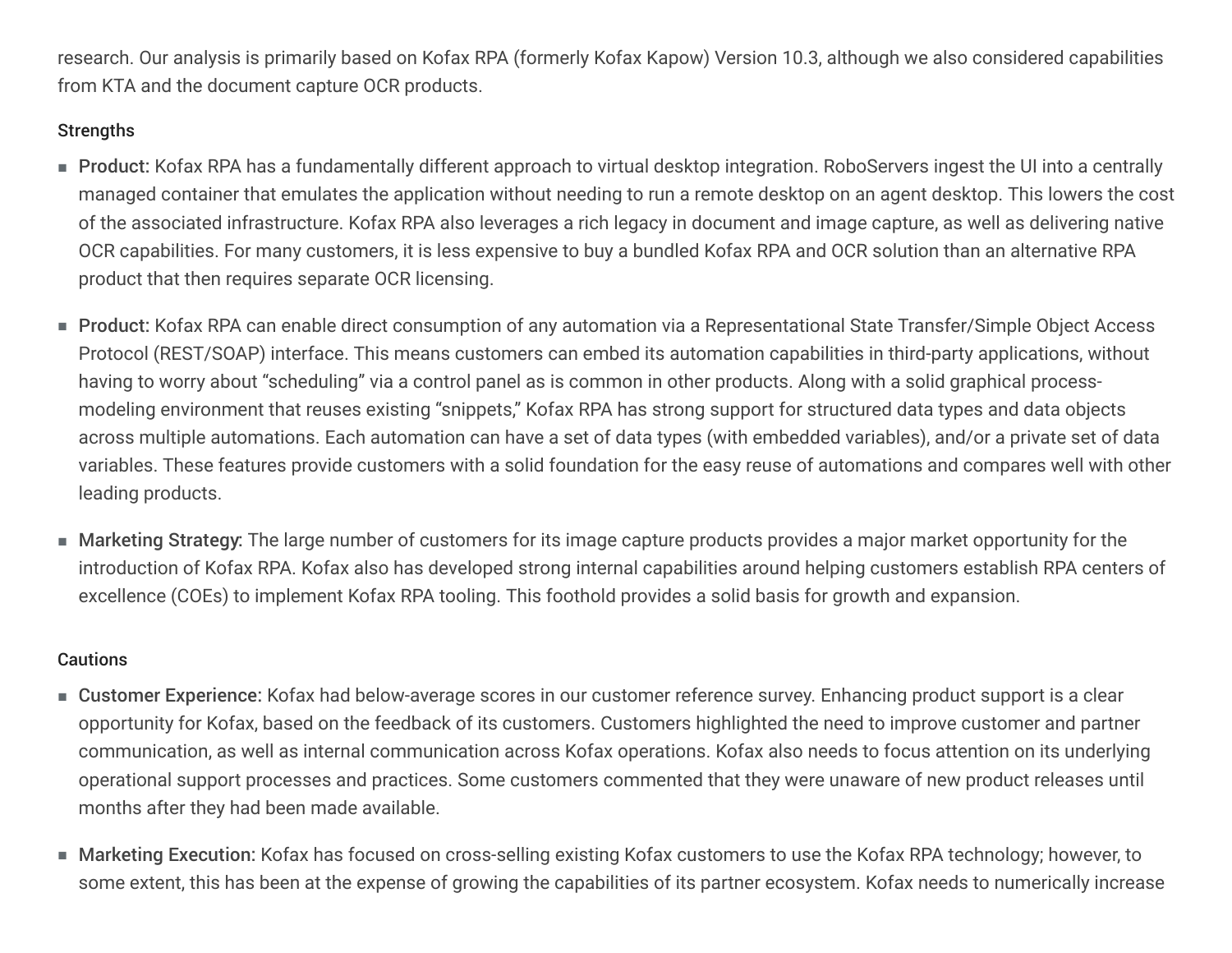research. Our analysis is primarily based on Kofax RPA (formerly Kofax Kapow) Version 10.3, although we also considered capabilities from KTA and the document capture OCR products.

Strengths

- **Product:** Kofax RPA has a fundamentally different approach to virtual desktop integration. RoboServers ingest the UI into a centrally managed container that emulates the application without needing to run a remote desktop on an agent desktop. This lowers the cost of the associated infrastructure. Kofax RPA also leverages a rich legacy in document and image capture, as well as delivering native OCR capabilities. For many customers, it is less expensive to buy a bundled Kofax RPA and OCR solution than an alternative RPA product that then requires separate OCR licensing.

- **Product:** Kofax RPA can enable direct consumption of any automation via a Representational State Transfer/Simple Object Access Protocol (REST/SOAP) interface. This means customers can embed its automation capabilities in third-party applications, without having to worry about "scheduling" via a control panel as is common in other products. Along with a solid graphical process-modeling environment that reuses existing "snippets," Kofax RPA has strong support for structured data types and data objects across multiple automations. Each automation can have a set of data types (with embedded variables), and/or a private set of data variables. These features provide customers with a solid foundation for the easy reuse of automations and compares well with other leading products.

- **Marketing Strategy:** The large number of customers for its image capture products provides a major market opportunity for the introduction of Kofax RPA. Kofax also has developed strong internal capabilities around helping customers establish RPA centers of excellence (COEs) to implement Kofax RPA tooling. This foothold provides a solid basis for growth and expansion.

Cautions

- **Customer Experience:** Kofax had below-average scores in our customer reference survey. Enhancing product support is a clear opportunity for Kofax, based on the feedback of its customers. Customers highlighted the need to improve customer and partner communication, as well as internal communication across Kofax operations. Kofax also needs to focus attention on its underlying operational support processes and practices. Some customers commented that they were unaware of new product releases until months after they had been made available.

- **Marketing Execution:** Kofax has focused on cross-selling existing Kofax customers to use the Kofax RPA technology; however, to some extent, this has been at the expense of growing the capabilities of its partner ecosystem. Kofax needs to numerically increase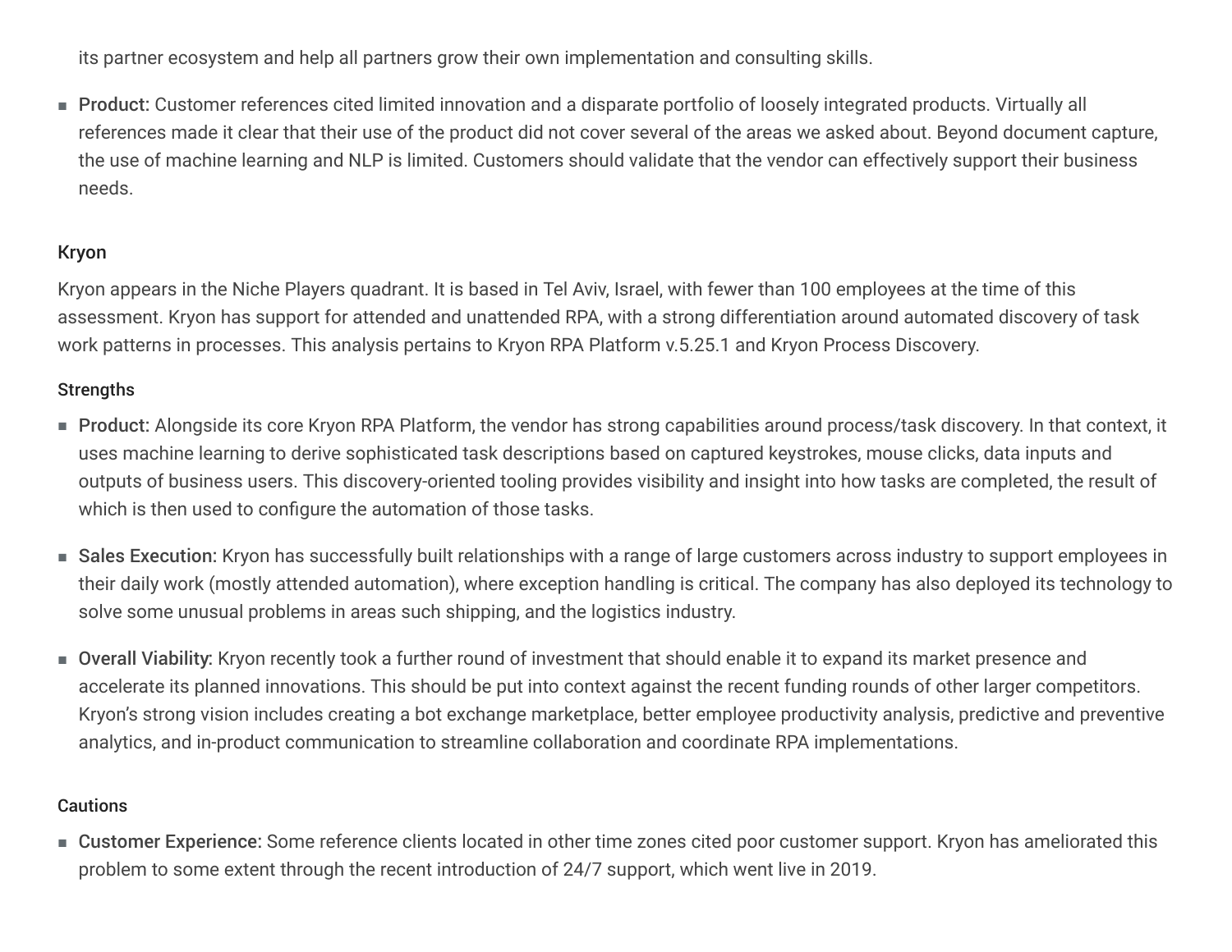its partner ecosystem and help all partners grow their own implementation and consulting skills.

- **Product:** Customer references cited limited innovation and a disparate portfolio of loosely integrated products. Virtually all references made it clear that their use of the product did not cover several of the areas we asked about. Beyond document capture, the use of machine learning and NLP is limited. Customers should validate that the vendor can effectively support their business needs.

### Kryon

Kryon appears in the Niche Players quadrant. It is based in Tel Aviv, Israel, with fewer than 100 employees at the time of this assessment. Kryon has support for attended and unattended RPA, with a strong differentiation around automated discovery of task work patterns in processes. This analysis pertains to Kryon RPA Platform v.5.25.1 and Kryon Process Discovery.

#### Strengths

- **Product:** Alongside its core Kryon RPA Platform, the vendor has strong capabilities around process/task discovery. In that context, it uses machine learning to derive sophisticated task descriptions based on captured keystrokes, mouse clicks, data inputs and outputs of business users. This discovery-oriented tooling provides visibility and insight into how tasks are completed, the result of which is then used to configure the automation of those tasks.
- **Sales Execution:** Kryon has successfully built relationships with a range of large customers across industry to support employees in their daily work (mostly attended automation), where exception handling is critical. The company has also deployed its technology to solve some unusual problems in areas such shipping, and the logistics industry.
- **Overall Viability:** Kryon recently took a further round of investment that should enable it to expand its market presence and accelerate its planned innovations. This should be put into context against the recent funding rounds of other larger competitors. Kryon's strong vision includes creating a bot exchange marketplace, better employee productivity analysis, predictive and preventive analytics, and in-product communication to streamline collaboration and coordinate RPA implementations.

#### Cautions

- **Customer Experience:** Some reference clients located in other time zones cited poor customer support. Kryon has ameliorated this problem to some extent through the recent introduction of 24/7 support, which went live in 2019.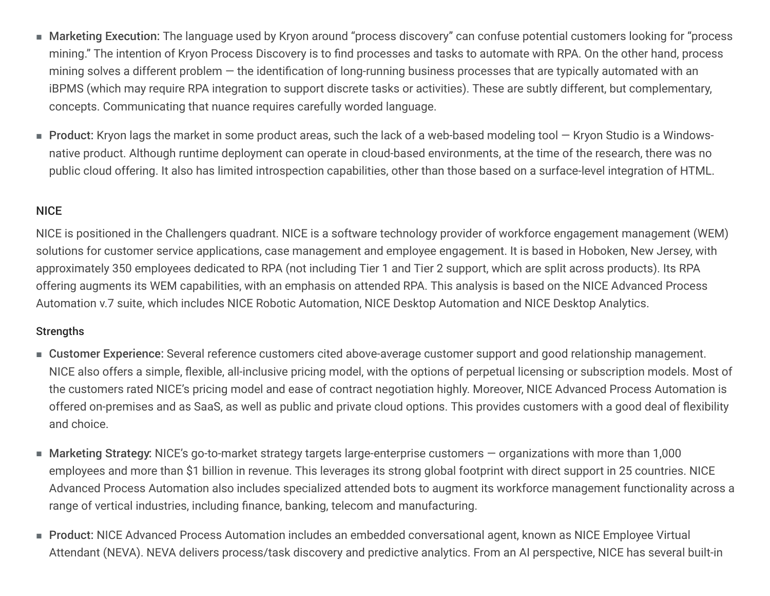- **Marketing Execution:** The language used by Kryon around "process discovery" can confuse potential customers looking for "process mining." The intention of Kryon Process Discovery is to find processes and tasks to automate with RPA. On the other hand, process mining solves a different problem — the identification of long-running business processes that are typically automated with an iBPMS (which may require RPA integration to support discrete tasks or activities). These are subtly different, but complementary, concepts. Communicating that nuance requires carefully worded language.

- **Product:** Kryon lags the market in some product areas, such the lack of a web-based modeling tool — Kryon Studio is a Windows-native product. Although runtime deployment can operate in cloud-based environments, at the time of the research, there was no public cloud offering. It also has limited introspection capabilities, other than those based on a surface-level integration of HTML.

### NICE

NICE is positioned in the Challengers quadrant. NICE is a software technology provider of workforce engagement management (WEM) solutions for customer service applications, case management and employee engagement. It is based in Hoboken, New Jersey, with approximately 350 employees dedicated to RPA (not including Tier 1 and Tier 2 support, which are split across products). Its RPA offering augments its WEM capabilities, with an emphasis on attended RPA. This analysis is based on the NICE Advanced Process Automation v.7 suite, which includes NICE Robotic Automation, NICE Desktop Automation and NICE Desktop Analytics.

#### Strengths

- **Customer Experience:** Several reference customers cited above-average customer support and good relationship management. NICE also offers a simple, flexible, all-inclusive pricing model, with the options of perpetual licensing or subscription models. Most of the customers rated NICE's pricing model and ease of contract negotiation highly. Moreover, NICE Advanced Process Automation is offered on-premises and as SaaS, as well as public and private cloud options. This provides customers with a good deal of flexibility and choice.

- **Marketing Strategy:** NICE's go-to-market strategy targets large-enterprise customers — organizations with more than 1,000 employees and more than $1 billion in revenue. This leverages its strong global footprint with direct support in 25 countries. NICE Advanced Process Automation also includes specialized attended bots to augment its workforce management functionality across a range of vertical industries, including finance, banking, telecom and manufacturing.

- **Product:** NICE Advanced Process Automation includes an embedded conversational agent, known as NICE Employee Virtual Attendant (NEVA). NEVA delivers process/task discovery and predictive analytics. From an AI perspective, NICE has several built-in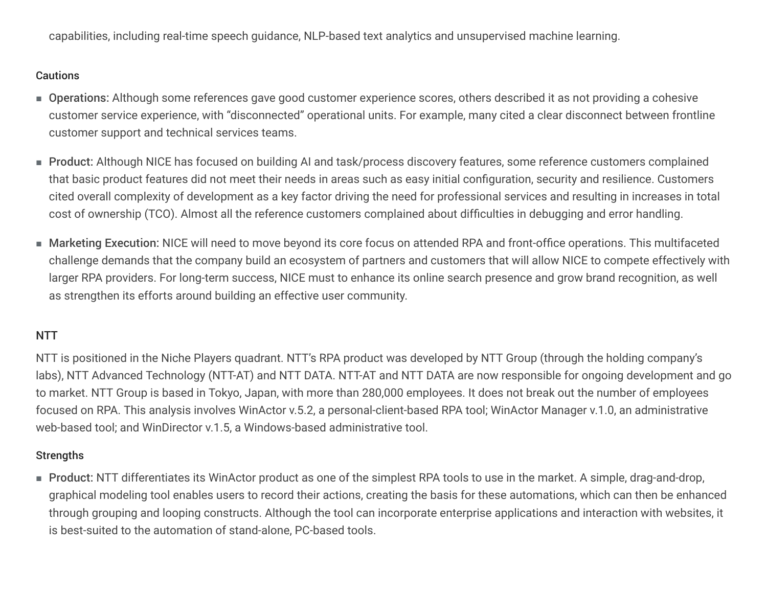capabilities, including real-time speech guidance, NLP-based text analytics and unsupervised machine learning.

#### Cautions

- **Operations:** Although some references gave good customer experience scores, others described it as not providing a cohesive customer service experience, with "disconnected" operational units. For example, many cited a clear disconnect between frontline customer support and technical services teams.
- **Product:** Although NICE has focused on building AI and task/process discovery features, some reference customers complained that basic product features did not meet their needs in areas such as easy initial configuration, security and resilience. Customers cited overall complexity of development as a key factor driving the need for professional services and resulting in increases in total cost of ownership (TCO). Almost all the reference customers complained about difficulties in debugging and error handling.
- **Marketing Execution:** NICE will need to move beyond its core focus on attended RPA and front-office operations. This multifaceted challenge demands that the company build an ecosystem of partners and customers that will allow NICE to compete effectively with larger RPA providers. For long-term success, NICE must to enhance its online search presence and grow brand recognition, as well as strengthen its efforts around building an effective user community.

### NTT

NTT is positioned in the Niche Players quadrant. NTT's RPA product was developed by NTT Group (through the holding company's labs), NTT Advanced Technology (NTT-AT) and NTT DATA. NTT-AT and NTT DATA are now responsible for ongoing development and go to market. NTT Group is based in Tokyo, Japan, with more than 280,000 employees. It does not break out the number of employees focused on RPA. This analysis involves WinActor v.5.2, a personal-client-based RPA tool; WinActor Manager v.1.0, an administrative web-based tool; and WinDirector v.1.5, a Windows-based administrative tool.

#### Strengths

- **Product:** NTT differentiates its WinActor product as one of the simplest RPA tools to use in the market. A simple, drag-and-drop, graphical modeling tool enables users to record their actions, creating the basis for these automations, which can then be enhanced through grouping and looping constructs. Although the tool can incorporate enterprise applications and interaction with websites, it is best-suited to the automation of stand-alone, PC-based tools.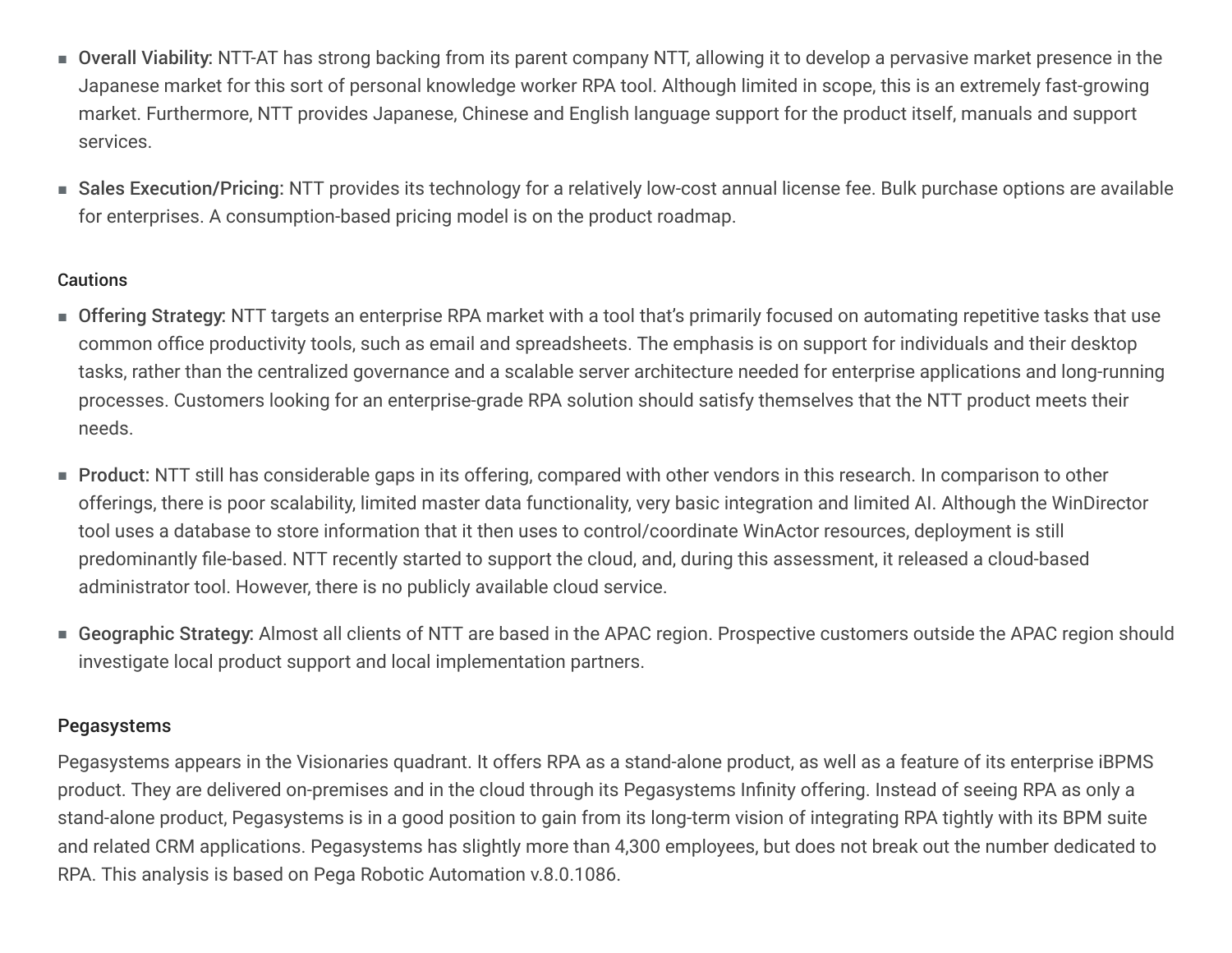- **Overall Viability:** NTT-AT has strong backing from its parent company NTT, allowing it to develop a pervasive market presence in the Japanese market for this sort of personal knowledge worker RPA tool. Although limited in scope, this is an extremely fast-growing market. Furthermore, NTT provides Japanese, Chinese and English language support for the product itself, manuals and support services.
- **Sales Execution/Pricing:** NTT provides its technology for a relatively low-cost annual license fee. Bulk purchase options are available for enterprises. A consumption-based pricing model is on the product roadmap.

#### Cautions

- **Offering Strategy:** NTT targets an enterprise RPA market with a tool that's primarily focused on automating repetitive tasks that use common office productivity tools, such as email and spreadsheets. The emphasis is on support for individuals and their desktop tasks, rather than the centralized governance and a scalable server architecture needed for enterprise applications and long-running processes. Customers looking for an enterprise-grade RPA solution should satisfy themselves that the NTT product meets their needs.
- **Product:** NTT still has considerable gaps in its offering, compared with other vendors in this research. In comparison to other offerings, there is poor scalability, limited master data functionality, very basic integration and limited AI. Although the WinDirector tool uses a database to store information that it then uses to control/coordinate WinActor resources, deployment is still predominantly file-based. NTT recently started to support the cloud, and, during this assessment, it released a cloud-based administrator tool. However, there is no publicly available cloud service.
- **Geographic Strategy:** Almost all clients of NTT are based in the APAC region. Prospective customers outside the APAC region should investigate local product support and local implementation partners.

### Pegasystems

Pegasystems appears in the Visionaries quadrant. It offers RPA as a stand-alone product, as well as a feature of its enterprise iBPMS product. They are delivered on-premises and in the cloud through its Pegasystems Infinity offering. Instead of seeing RPA as only a stand-alone product, Pegasystems is in a good position to gain from its long-term vision of integrating RPA tightly with its BPM suite and related CRM applications. Pegasystems has slightly more than 4,300 employees, but does not break out the number dedicated to RPA. This analysis is based on Pega Robotic Automation v.8.0.1086.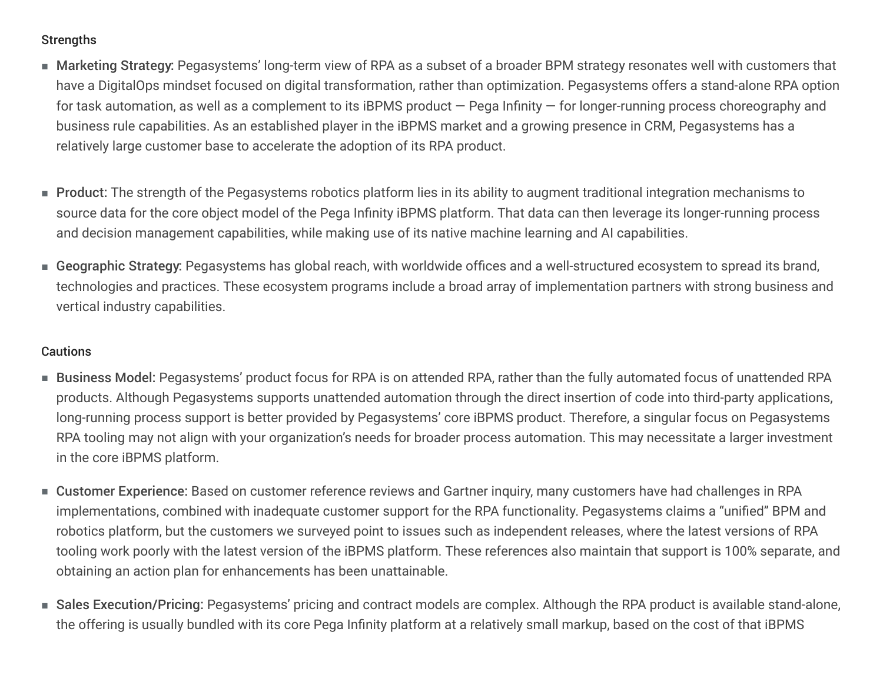### Strengths

- **Marketing Strategy:** Pegasystems' long-term view of RPA as a subset of a broader BPM strategy resonates well with customers that have a DigitalOps mindset focused on digital transformation, rather than optimization. Pegasystems offers a stand-alone RPA option for task automation, as well as a complement to its iBPMS product — Pega Infinity — for longer-running process choreography and business rule capabilities. As an established player in the iBPMS market and a growing presence in CRM, Pegasystems has a relatively large customer base to accelerate the adoption of its RPA product.

- **Product:** The strength of the Pegasystems robotics platform lies in its ability to augment traditional integration mechanisms to source data for the core object model of the Pega Infinity iBPMS platform. That data can then leverage its longer-running process and decision management capabilities, while making use of its native machine learning and AI capabilities.

- **Geographic Strategy:** Pegasystems has global reach, with worldwide offices and a well-structured ecosystem to spread its brand, technologies and practices. These ecosystem programs include a broad array of implementation partners with strong business and vertical industry capabilities.

### Cautions

- **Business Model:** Pegasystems' product focus for RPA is on attended RPA, rather than the fully automated focus of unattended RPA products. Although Pegasystems supports unattended automation through the direct insertion of code into third-party applications, long-running process support is better provided by Pegasystems' core iBPMS product. Therefore, a singular focus on Pegasystems RPA tooling may not align with your organization's needs for broader process automation. This may necessitate a larger investment in the core iBPMS platform.

- **Customer Experience:** Based on customer reference reviews and Gartner inquiry, many customers have had challenges in RPA implementations, combined with inadequate customer support for the RPA functionality. Pegasystems claims a "unified" BPM and robotics platform, but the customers we surveyed point to issues such as independent releases, where the latest versions of RPA tooling work poorly with the latest version of the iBPMS platform. These references also maintain that support is 100% separate, and obtaining an action plan for enhancements has been unattainable.

- **Sales Execution/Pricing:** Pegasystems' pricing and contract models are complex. Although the RPA product is available stand-alone, the offering is usually bundled with its core Pega Infinity platform at a relatively small markup, based on the cost of that iBPMS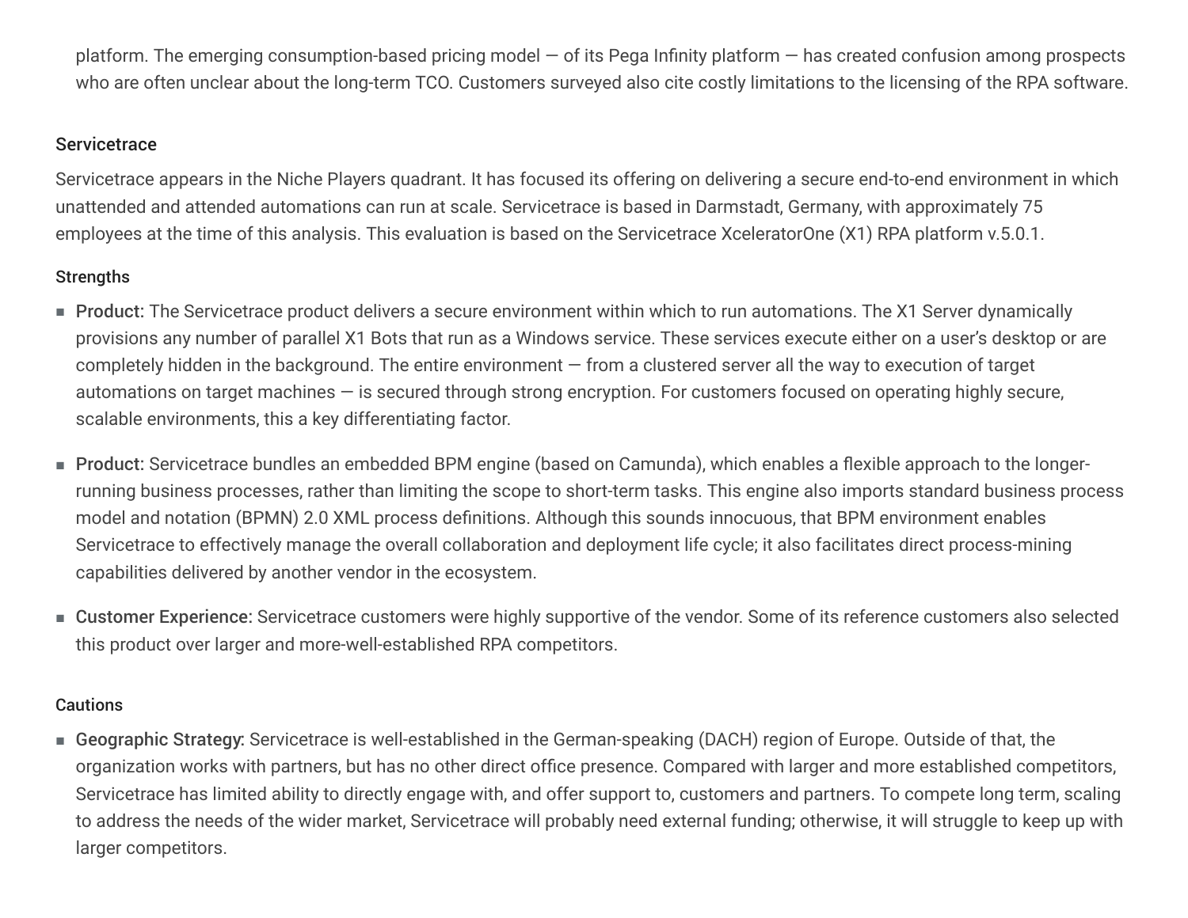platform. The emerging consumption-based pricing model — of its Pega Infinity platform — has created confusion among prospects who are often unclear about the long-term TCO. Customers surveyed also cite costly limitations to the licensing of the RPA software.

### Servicetrace

Servicetrace appears in the Niche Players quadrant. It has focused its offering on delivering a secure end-to-end environment in which unattended and attended automations can run at scale. Servicetrace is based in Darmstadt, Germany, with approximately 75 employees at the time of this analysis. This evaluation is based on the Servicetrace XceleratorOne (X1) RPA platform v.5.0.1.

#### Strengths

- **Product:** The Servicetrace product delivers a secure environment within which to run automations. The X1 Server dynamically provisions any number of parallel X1 Bots that run as a Windows service. These services execute either on a user's desktop or are completely hidden in the background. The entire environment — from a clustered server all the way to execution of target automations on target machines — is secured through strong encryption. For customers focused on operating highly secure, scalable environments, this a key differentiating factor.

- **Product:** Servicetrace bundles an embedded BPM engine (based on Camunda), which enables a flexible approach to the longer-running business processes, rather than limiting the scope to short-term tasks. This engine also imports standard business process model and notation (BPMN) 2.0 XML process definitions. Although this sounds innocuous, that BPM environment enables Servicetrace to effectively manage the overall collaboration and deployment life cycle; it also facilitates direct process-mining capabilities delivered by another vendor in the ecosystem.

- **Customer Experience:** Servicetrace customers were highly supportive of the vendor. Some of its reference customers also selected this product over larger and more-well-established RPA competitors.

#### Cautions

- **Geographic Strategy:** Servicetrace is well-established in the German-speaking (DACH) region of Europe. Outside of that, the organization works with partners, but has no other direct office presence. Compared with larger and more established competitors, Servicetrace has limited ability to directly engage with, and offer support to, customers and partners. To compete long term, scaling to address the needs of the wider market, Servicetrace will probably need external funding; otherwise, it will struggle to keep up with larger competitors.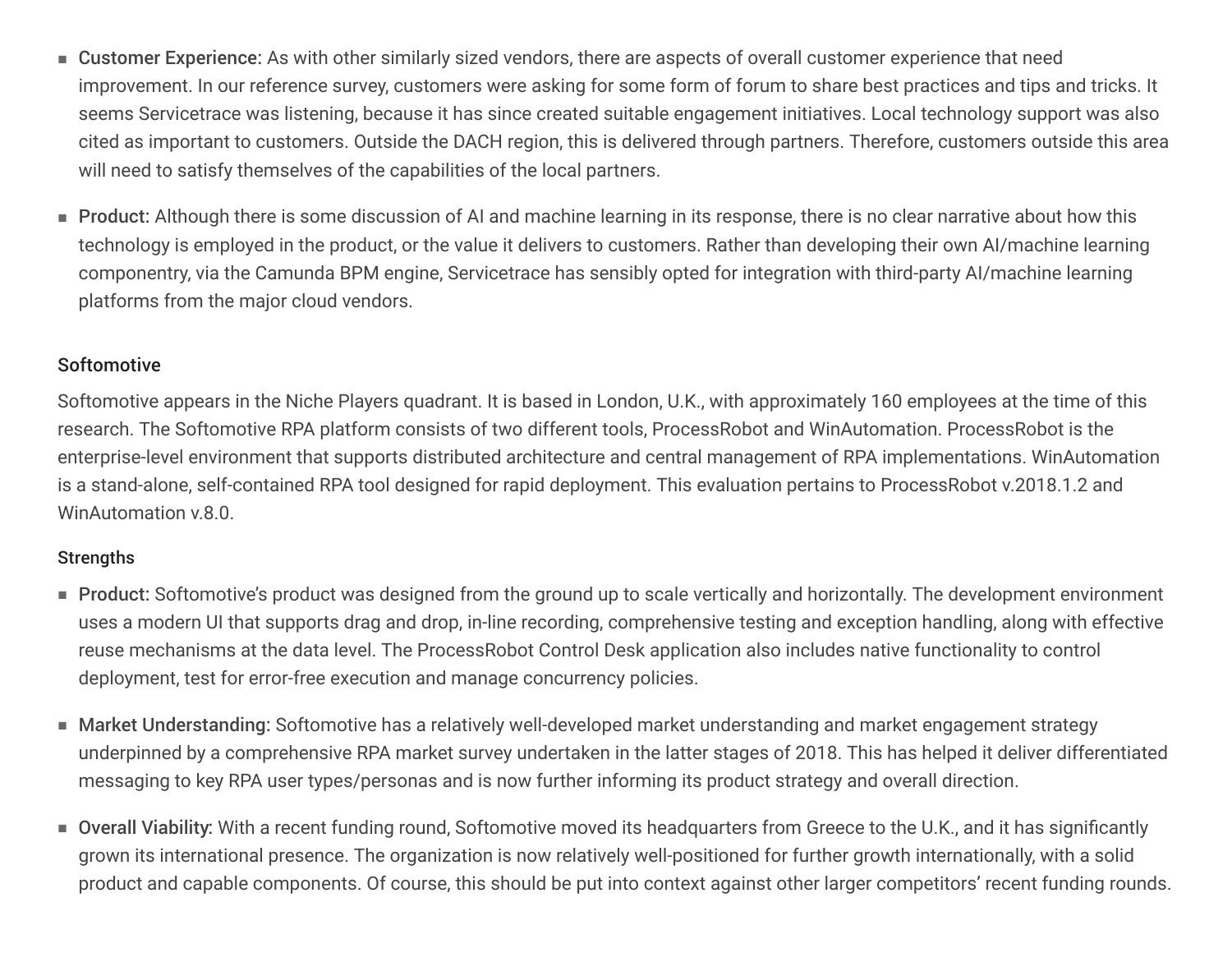- **Customer Experience:** As with other similarly sized vendors, there are aspects of overall customer experience that need improvement. In our reference survey, customers were asking for some form of forum to share best practices and tips and tricks. It seems Servicetrace was listening, because it has since created suitable engagement initiatives. Local technology support was also cited as important to customers. Outside the DACH region, this is delivered through partners. Therefore, customers outside this area will need to satisfy themselves of the capabilities of the local partners.

- **Product:** Although there is some discussion of AI and machine learning in its response, there is no clear narrative about how this technology is employed in the product, or the value it delivers to customers. Rather than developing their own AI/machine learning componentry, via the Camunda BPM engine, Servicetrace has sensibly opted for integration with third-party AI/machine learning platforms from the major cloud vendors.

### Softomotive

Softomotive appears in the Niche Players quadrant. It is based in London, U.K., with approximately 160 employees at the time of this research. The Softomotive RPA platform consists of two different tools, ProcessRobot and WinAutomation. ProcessRobot is the enterprise-level environment that supports distributed architecture and central management of RPA implementations. WinAutomation is a stand-alone, self-contained RPA tool designed for rapid deployment. This evaluation pertains to ProcessRobot v.2018.1.2 and WinAutomation v.8.0.

#### Strengths

- **Product:** Softomotive's product was designed from the ground up to scale vertically and horizontally. The development environment uses a modern UI that supports drag and drop, in-line recording, comprehensive testing and exception handling, along with effective reuse mechanisms at the data level. The ProcessRobot Control Desk application also includes native functionality to control deployment, test for error-free execution and manage concurrency policies.

- **Market Understanding:** Softomotive has a relatively well-developed market understanding and market engagement strategy underpinned by a comprehensive RPA market survey undertaken in the latter stages of 2018. This has helped it deliver differentiated messaging to key RPA user types/personas and is now further informing its product strategy and overall direction.

- **Overall Viability:** With a recent funding round, Softomotive moved its headquarters from Greece to the U.K., and it has significantly grown its international presence. The organization is now relatively well-positioned for further growth internationally, with a solid product and capable components. Of course, this should be put into context against other larger competitors' recent funding rounds.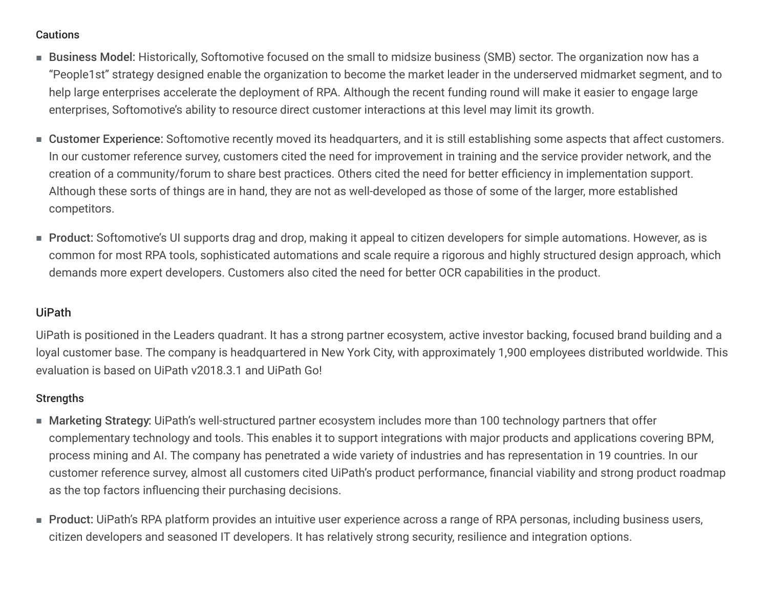#### Cautions

- **Business Model:** Historically, Softomotive focused on the small to midsize business (SMB) sector. The organization now has a "People1st" strategy designed enable the organization to become the market leader in the underserved midmarket segment, and to help large enterprises accelerate the deployment of RPA. Although the recent funding round will make it easier to engage large enterprises, Softomotive's ability to resource direct customer interactions at this level may limit its growth.

- **Customer Experience:** Softomotive recently moved its headquarters, and it is still establishing some aspects that affect customers. In our customer reference survey, customers cited the need for improvement in training and the service provider network, and the creation of a community/forum to share best practices. Others cited the need for better efficiency in implementation support. Although these sorts of things are in hand, they are not as well-developed as those of some of the larger, more established competitors.

- **Product:** Softomotive's UI supports drag and drop, making it appeal to citizen developers for simple automations. However, as is common for most RPA tools, sophisticated automations and scale require a rigorous and highly structured design approach, which demands more expert developers. Customers also cited the need for better OCR capabilities in the product.

### UiPath

UiPath is positioned in the Leaders quadrant. It has a strong partner ecosystem, active investor backing, focused brand building and a loyal customer base. The company is headquartered in New York City, with approximately 1,900 employees distributed worldwide. This evaluation is based on UiPath v2018.3.1 and UiPath Go!

#### Strengths

- **Marketing Strategy:** UiPath's well-structured partner ecosystem includes more than 100 technology partners that offer complementary technology and tools. This enables it to support integrations with major products and applications covering BPM, process mining and AI. The company has penetrated a wide variety of industries and has representation in 19 countries. In our customer reference survey, almost all customers cited UiPath's product performance, financial viability and strong product roadmap as the top factors influencing their purchasing decisions.

- **Product:** UiPath's RPA platform provides an intuitive user experience across a range of RPA personas, including business users, citizen developers and seasoned IT developers. It has relatively strong security, resilience and integration options.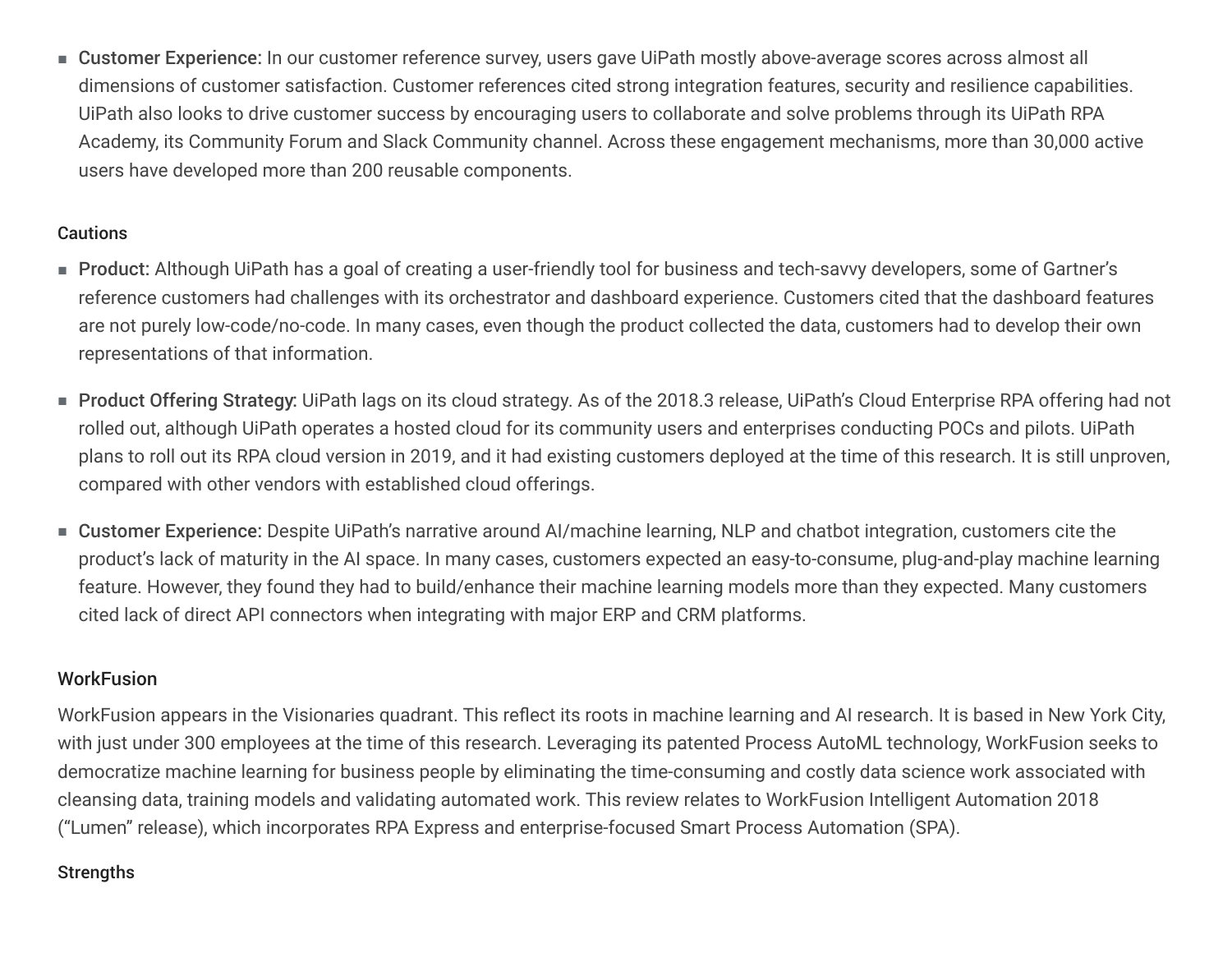- **Customer Experience:** In our customer reference survey, users gave UiPath mostly above-average scores across almost all dimensions of customer satisfaction. Customer references cited strong integration features, security and resilience capabilities. UiPath also looks to drive customer success by encouraging users to collaborate and solve problems through its UiPath RPA Academy, its Community Forum and Slack Community channel. Across these engagement mechanisms, more than 30,000 active users have developed more than 200 reusable components.

#### Cautions

- **Product:** Although UiPath has a goal of creating a user-friendly tool for business and tech-savvy developers, some of Gartner's reference customers had challenges with its orchestrator and dashboard experience. Customers cited that the dashboard features are not purely low-code/no-code. In many cases, even though the product collected the data, customers had to develop their own representations of that information.

- **Product Offering Strategy:** UiPath lags on its cloud strategy. As of the 2018.3 release, UiPath's Cloud Enterprise RPA offering had not rolled out, although UiPath operates a hosted cloud for its community users and enterprises conducting POCs and pilots. UiPath plans to roll out its RPA cloud version in 2019, and it had existing customers deployed at the time of this research. It is still unproven, compared with other vendors with established cloud offerings.

- **Customer Experience:** Despite UiPath's narrative around AI/machine learning, NLP and chatbot integration, customers cite the product's lack of maturity in the AI space. In many cases, customers expected an easy-to-consume, plug-and-play machine learning feature. However, they found they had to build/enhance their machine learning models more than they expected. Many customers cited lack of direct API connectors when integrating with major ERP and CRM platforms.

### WorkFusion

WorkFusion appears in the Visionaries quadrant. This reflect its roots in machine learning and AI research. It is based in New York City, with just under 300 employees at the time of this research. Leveraging its patented Process AutoML technology, WorkFusion seeks to democratize machine learning for business people by eliminating the time-consuming and costly data science work associated with cleansing data, training models and validating automated work. This review relates to WorkFusion Intelligent Automation 2018 ("Lumen" release), which incorporates RPA Express and enterprise-focused Smart Process Automation (SPA).

#### Strengths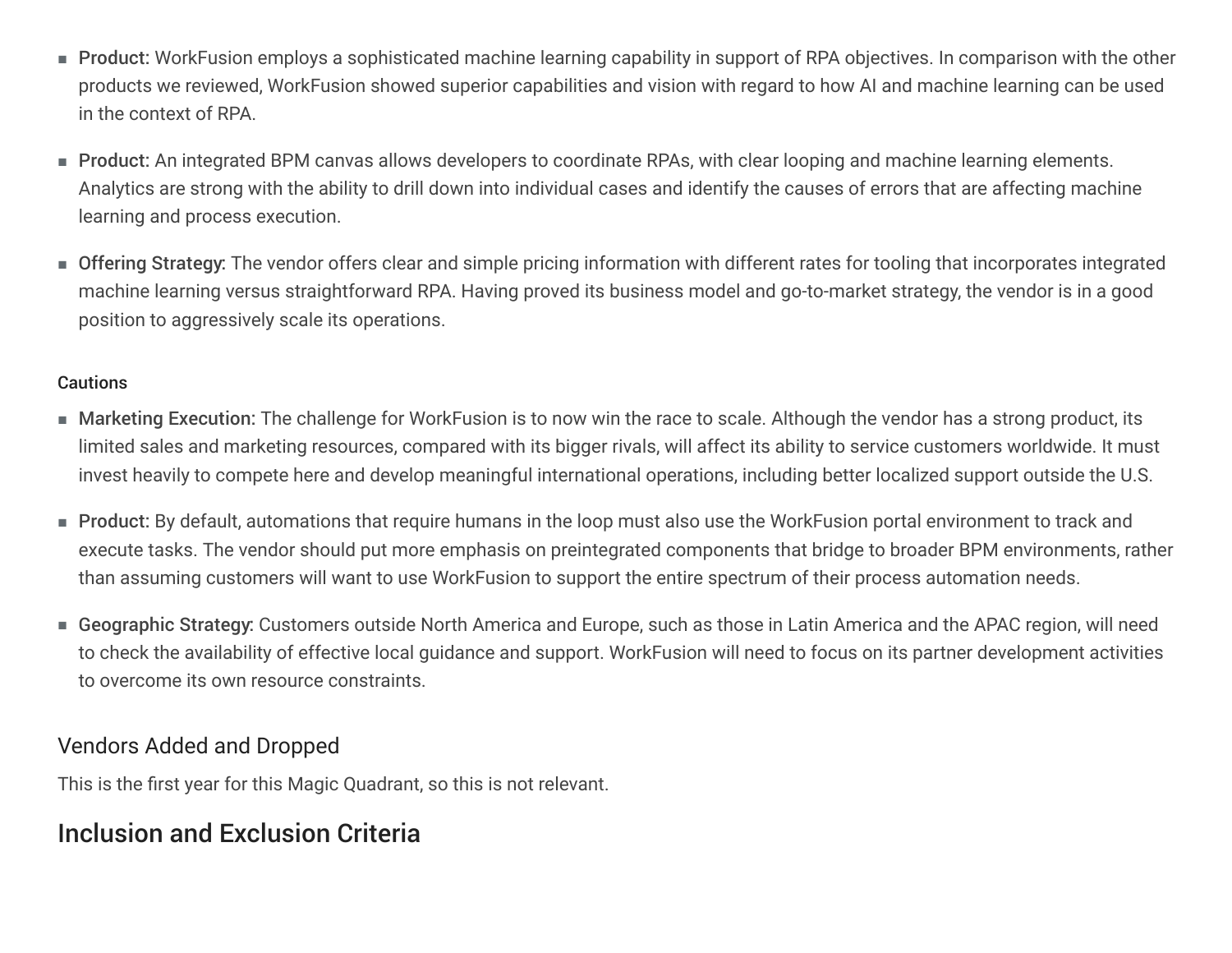- **Product:** WorkFusion employs a sophisticated machine learning capability in support of RPA objectives. In comparison with the other products we reviewed, WorkFusion showed superior capabilities and vision with regard to how AI and machine learning can be used in the context of RPA.
- **Product:** An integrated BPM canvas allows developers to coordinate RPAs, with clear looping and machine learning elements. Analytics are strong with the ability to drill down into individual cases and identify the causes of errors that are affecting machine learning and process execution.
- **Offering Strategy:** The vendor offers clear and simple pricing information with different rates for tooling that incorporates integrated machine learning versus straightforward RPA. Having proved its business model and go-to-market strategy, the vendor is in a good position to aggressively scale its operations.

#### Cautions

- **Marketing Execution:** The challenge for WorkFusion is to now win the race to scale. Although the vendor has a strong product, its limited sales and marketing resources, compared with its bigger rivals, will affect its ability to service customers worldwide. It must invest heavily to compete here and develop meaningful international operations, including better localized support outside the U.S.
- **Product:** By default, automations that require humans in the loop must also use the WorkFusion portal environment to track and execute tasks. The vendor should put more emphasis on preintegrated components that bridge to broader BPM environments, rather than assuming customers will want to use WorkFusion to support the entire spectrum of their process automation needs.
- **Geographic Strategy:** Customers outside North America and Europe, such as those in Latin America and the APAC region, will need to check the availability of effective local guidance and support. WorkFusion will need to focus on its partner development activities to overcome its own resource constraints.

### Vendors Added and Dropped

This is the first year for this Magic Quadrant, so this is not relevant.

## Inclusion and Exclusion Criteria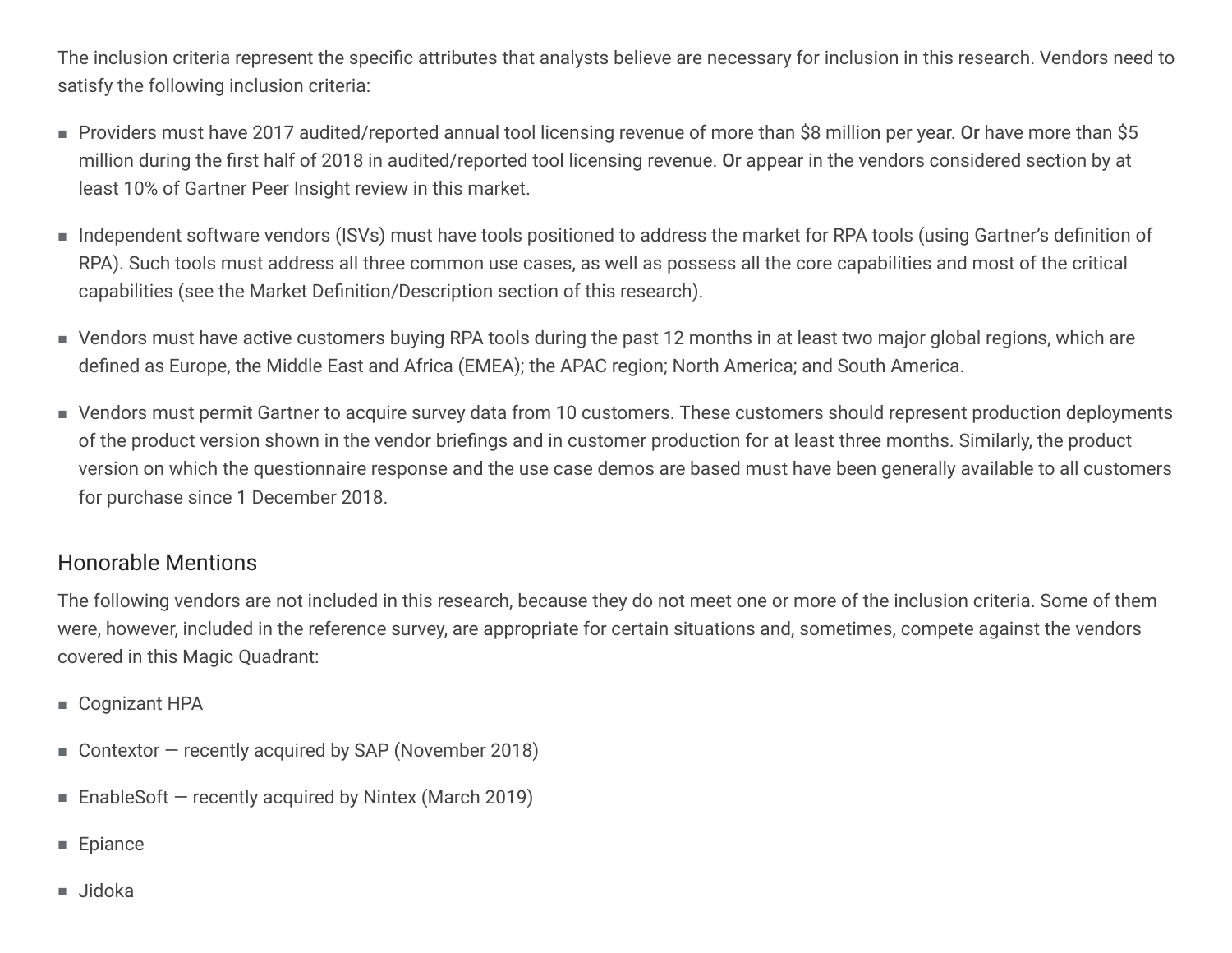The inclusion criteria represent the specific attributes that analysts believe are necessary for inclusion in this research. Vendors need to satisfy the following inclusion criteria:

- Providers must have 2017 audited/reported annual tool licensing revenue of more than $8 million per year. **Or** have more than $5 million during the first half of 2018 in audited/reported tool licensing revenue. **Or** appear in the vendors considered section by at least 10% of Gartner Peer Insight review in this market.
- Independent software vendors (ISVs) must have tools positioned to address the market for RPA tools (using Gartner's definition of RPA). Such tools must address all three common use cases, as well as possess all the core capabilities and most of the critical capabilities (see the Market Definition/Description section of this research).
- Vendors must have active customers buying RPA tools during the past 12 months in at least two major global regions, which are defined as Europe, the Middle East and Africa (EMEA); the APAC region; North America; and South America.
- Vendors must permit Gartner to acquire survey data from 10 customers. These customers should represent production deployments of the product version shown in the vendor briefings and in customer production for at least three months. Similarly, the product version on which the questionnaire response and the use case demos are based must have been generally available to all customers for purchase since 1 December 2018.

## Honorable Mentions

The following vendors are not included in this research, because they do not meet one or more of the inclusion criteria. Some of them were, however, included in the reference survey, are appropriate for certain situations and, sometimes, compete against the vendors covered in this Magic Quadrant:

- Cognizant HPA
- Contextor — recently acquired by SAP (November 2018)
- EnableSoft — recently acquired by Nintex (March 2019)
- Epiance
- Jidoka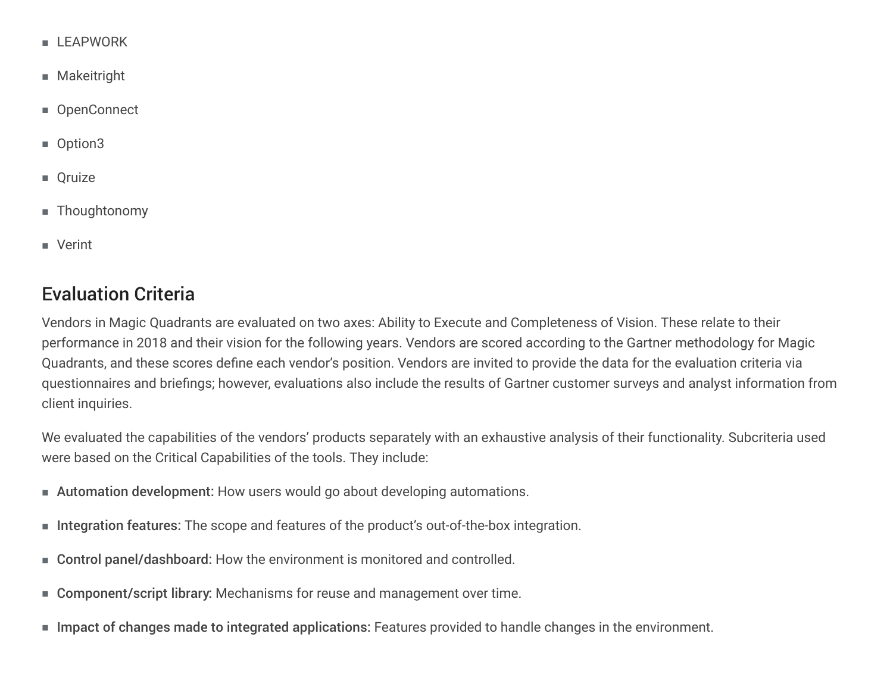- LEAPWORK
- Makeitright
- OpenConnect
- Option3
- Qruize
- Thoughtonomy
- Verint

## Evaluation Criteria

Vendors in Magic Quadrants are evaluated on two axes: Ability to Execute and Completeness of Vision. These relate to their performance in 2018 and their vision for the following years. Vendors are scored according to the Gartner methodology for Magic Quadrants, and these scores define each vendor's position. Vendors are invited to provide the data for the evaluation criteria via questionnaires and briefings; however, evaluations also include the results of Gartner customer surveys and analyst information from client inquiries.

We evaluated the capabilities of the vendors' products separately with an exhaustive analysis of their functionality. Subcriteria used were based on the Critical Capabilities of the tools. They include:

- **Automation development:** How users would go about developing automations.
- **Integration features:** The scope and features of the product's out-of-the-box integration.
- **Control panel/dashboard:** How the environment is monitored and controlled.
- **Component/script library:** Mechanisms for reuse and management over time.
- **Impact of changes made to integrated applications:** Features provided to handle changes in the environment.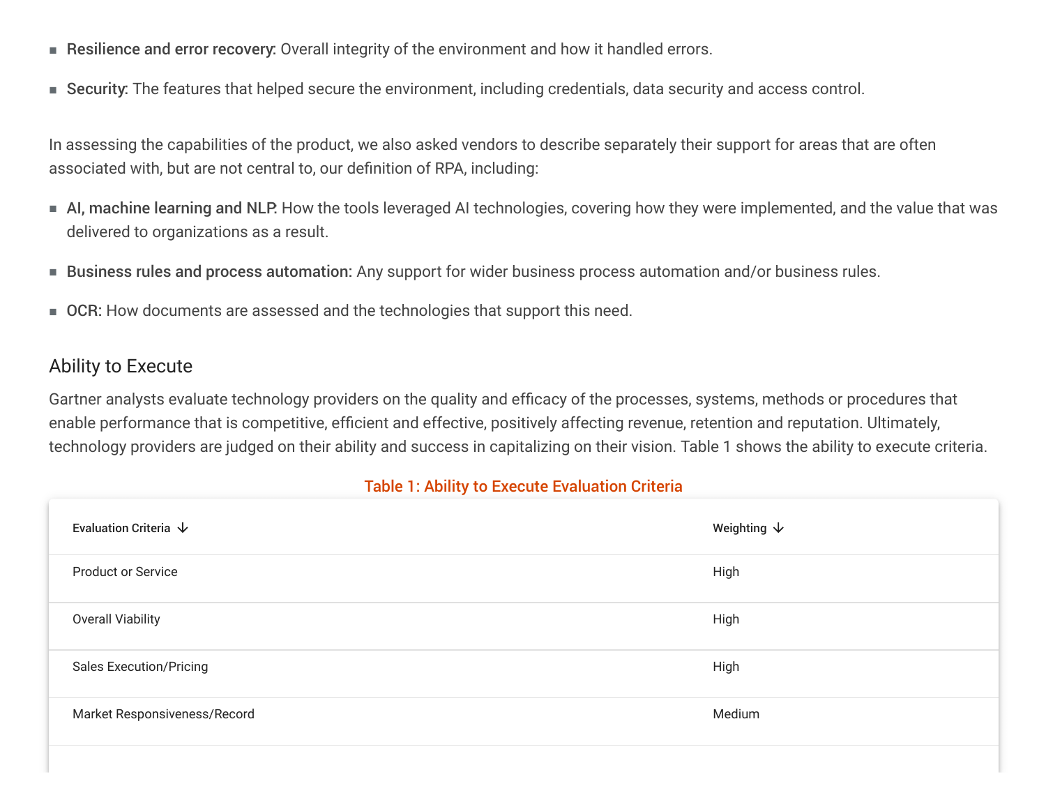- **Resilience and error recovery:** Overall integrity of the environment and how it handled errors.
- **Security:** The features that helped secure the environment, including credentials, data security and access control.

In assessing the capabilities of the product, we also asked vendors to describe separately their support for areas that are often associated with, but are not central to, our definition of RPA, including:

- **AI, machine learning and NLP:** How the tools leveraged AI technologies, covering how they were implemented, and the value that was delivered to organizations as a result.
- **Business rules and process automation:** Any support for wider business process automation and/or business rules.
- **OCR:** How documents are assessed and the technologies that support this need.

## Ability to Execute

Gartner analysts evaluate technology providers on the quality and efficacy of the processes, systems, methods or procedures that enable performance that is competitive, efficient and effective, positively affecting revenue, retention and reputation. Ultimately, technology providers are judged on their ability and success in capitalizing on their vision. Table 1 shows the ability to execute criteria.

**Table 1: Ability to Execute Evaluation Criteria**

| Evaluation Criteria | Weighting |
|---|---|
| Product or Service | High |
| Overall Viability | High |
| Sales Execution/Pricing | High |
| Market Responsiveness/Record | Medium |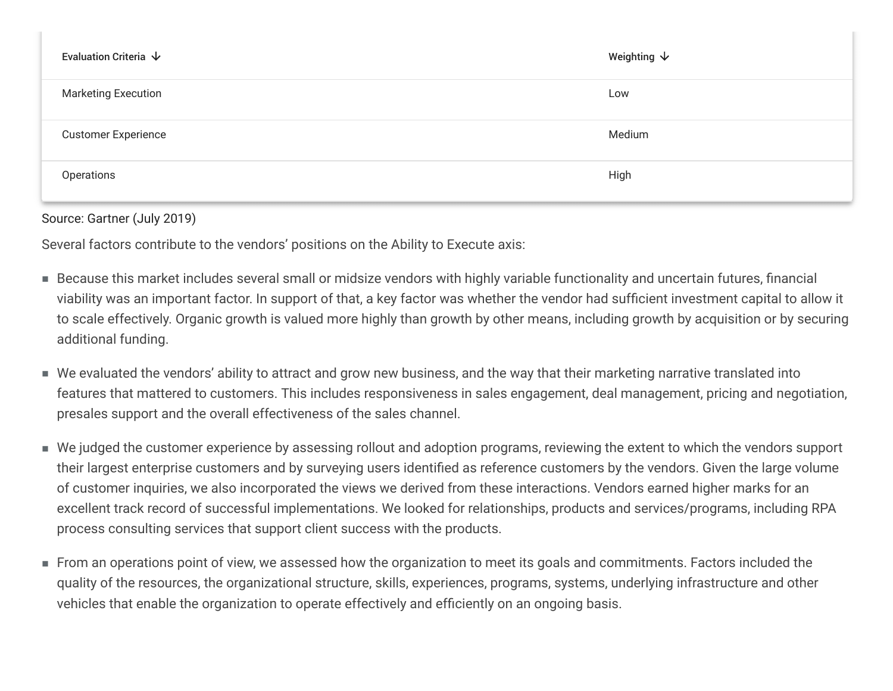| Evaluation Criteria ↓ | Weighting ↓ |
| --- | --- |
| Marketing Execution | Low |
| Customer Experience | Medium |
| Operations | High |

Source: Gartner (July 2019)

Several factors contribute to the vendors' positions on the Ability to Execute axis:

- Because this market includes several small or midsize vendors with highly variable functionality and uncertain futures, financial viability was an important factor. In support of that, a key factor was whether the vendor had sufficient investment capital to allow it to scale effectively. Organic growth is valued more highly than growth by other means, including growth by acquisition or by securing additional funding.
- We evaluated the vendors' ability to attract and grow new business, and the way that their marketing narrative translated into features that mattered to customers. This includes responsiveness in sales engagement, deal management, pricing and negotiation, presales support and the overall effectiveness of the sales channel.
- We judged the customer experience by assessing rollout and adoption programs, reviewing the extent to which the vendors support their largest enterprise customers and by surveying users identified as reference customers by the vendors. Given the large volume of customer inquiries, we also incorporated the views we derived from these interactions. Vendors earned higher marks for an excellent track record of successful implementations. We looked for relationships, products and services/programs, including RPA process consulting services that support client success with the products.
- From an operations point of view, we assessed how the organization to meet its goals and commitments. Factors included the quality of the resources, the organizational structure, skills, experiences, programs, systems, underlying infrastructure and other vehicles that enable the organization to operate effectively and efficiently on an ongoing basis.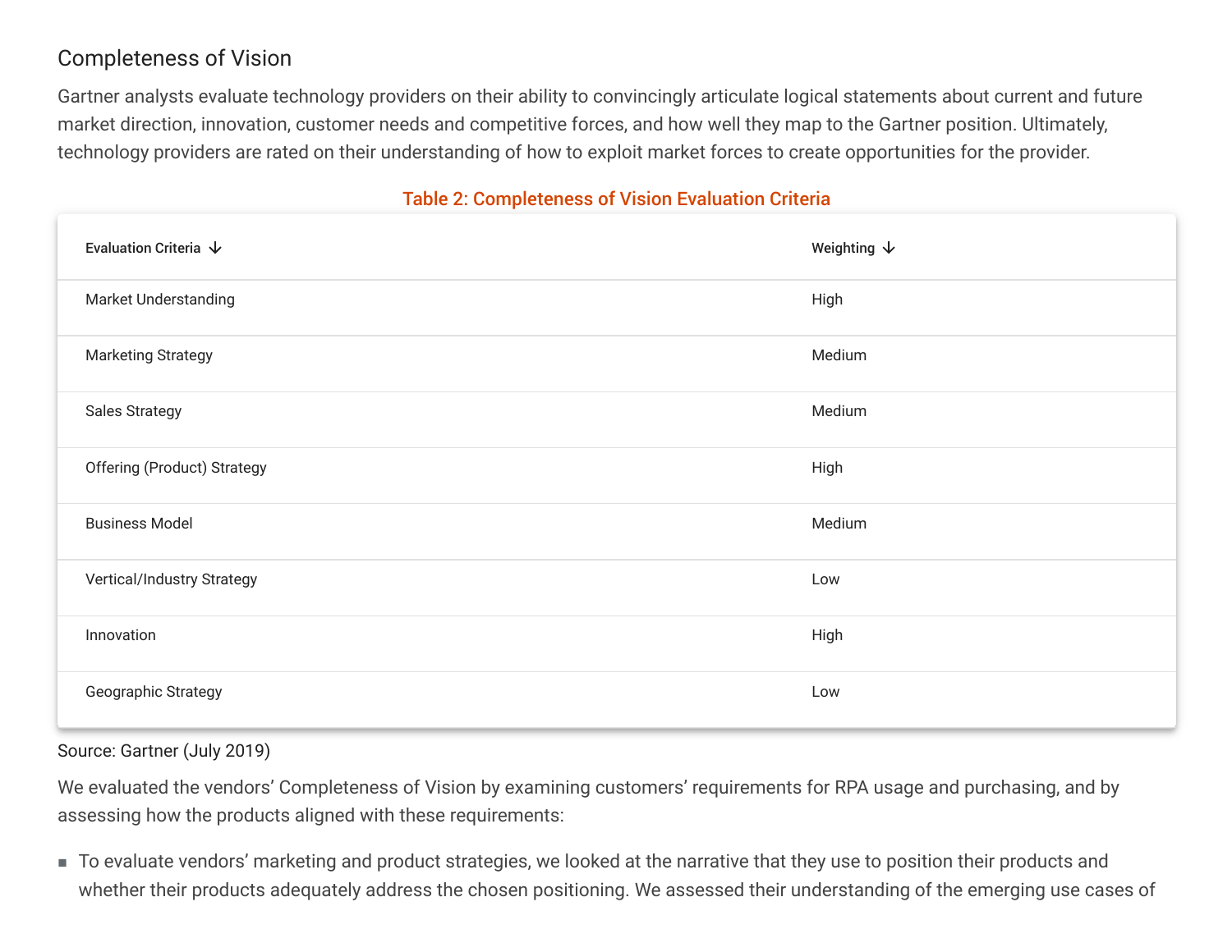## Completeness of Vision

Gartner analysts evaluate technology providers on their ability to convincingly articulate logical statements about current and future market direction, innovation, customer needs and competitive forces, and how well they map to the Gartner position. Ultimately, technology providers are rated on their understanding of how to exploit market forces to create opportunities for the provider.

**Table 2: Completeness of Vision Evaluation Criteria**

| Evaluation Criteria | Weighting |
| --- | --- |
| Market Understanding | High |
| Marketing Strategy | Medium |
| Sales Strategy | Medium |
| Offering (Product) Strategy | High |
| Business Model | Medium |
| Vertical/Industry Strategy | Low |
| Innovation | High |
| Geographic Strategy | Low |

Source: Gartner (July 2019)

We evaluated the vendors' Completeness of Vision by examining customers' requirements for RPA usage and purchasing, and by assessing how the products aligned with these requirements:

- To evaluate vendors' marketing and product strategies, we looked at the narrative that they use to position their products and whether their products adequately address the chosen positioning. We assessed their understanding of the emerging use cases of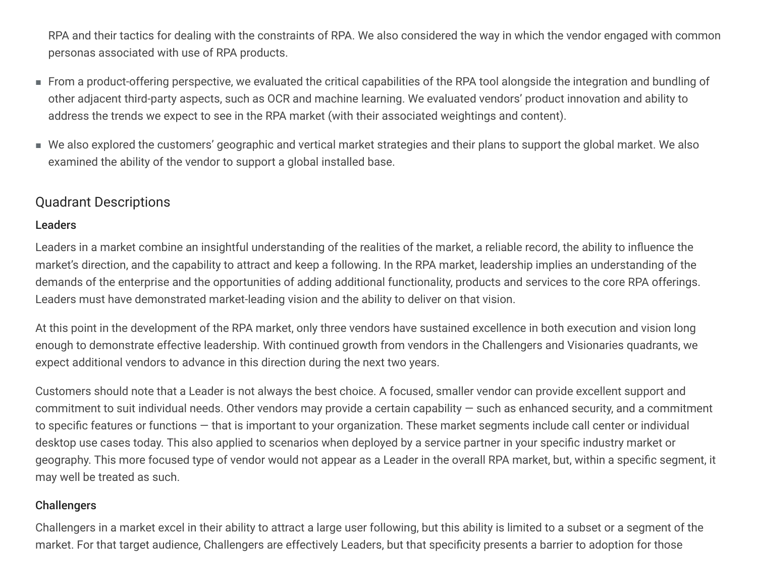RPA and their tactics for dealing with the constraints of RPA. We also considered the way in which the vendor engaged with common personas associated with use of RPA products.

- From a product-offering perspective, we evaluated the critical capabilities of the RPA tool alongside the integration and bundling of other adjacent third-party aspects, such as OCR and machine learning. We evaluated vendors' product innovation and ability to address the trends we expect to see in the RPA market (with their associated weightings and content).
- We also explored the customers' geographic and vertical market strategies and their plans to support the global market. We also examined the ability of the vendor to support a global installed base.

## Quadrant Descriptions

### Leaders

Leaders in a market combine an insightful understanding of the realities of the market, a reliable record, the ability to influence the market's direction, and the capability to attract and keep a following. In the RPA market, leadership implies an understanding of the demands of the enterprise and the opportunities of adding additional functionality, products and services to the core RPA offerings. Leaders must have demonstrated market-leading vision and the ability to deliver on that vision.

At this point in the development of the RPA market, only three vendors have sustained excellence in both execution and vision long enough to demonstrate effective leadership. With continued growth from vendors in the Challengers and Visionaries quadrants, we expect additional vendors to advance in this direction during the next two years.

Customers should note that a Leader is not always the best choice. A focused, smaller vendor can provide excellent support and commitment to suit individual needs. Other vendors may provide a certain capability — such as enhanced security, and a commitment to specific features or functions — that is important to your organization. These market segments include call center or individual desktop use cases today. This also applied to scenarios when deployed by a service partner in your specific industry market or geography. This more focused type of vendor would not appear as a Leader in the overall RPA market, but, within a specific segment, it may well be treated as such.

### Challengers

Challengers in a market excel in their ability to attract a large user following, but this ability is limited to a subset or a segment of the market. For that target audience, Challengers are effectively Leaders, but that specificity presents a barrier to adoption for those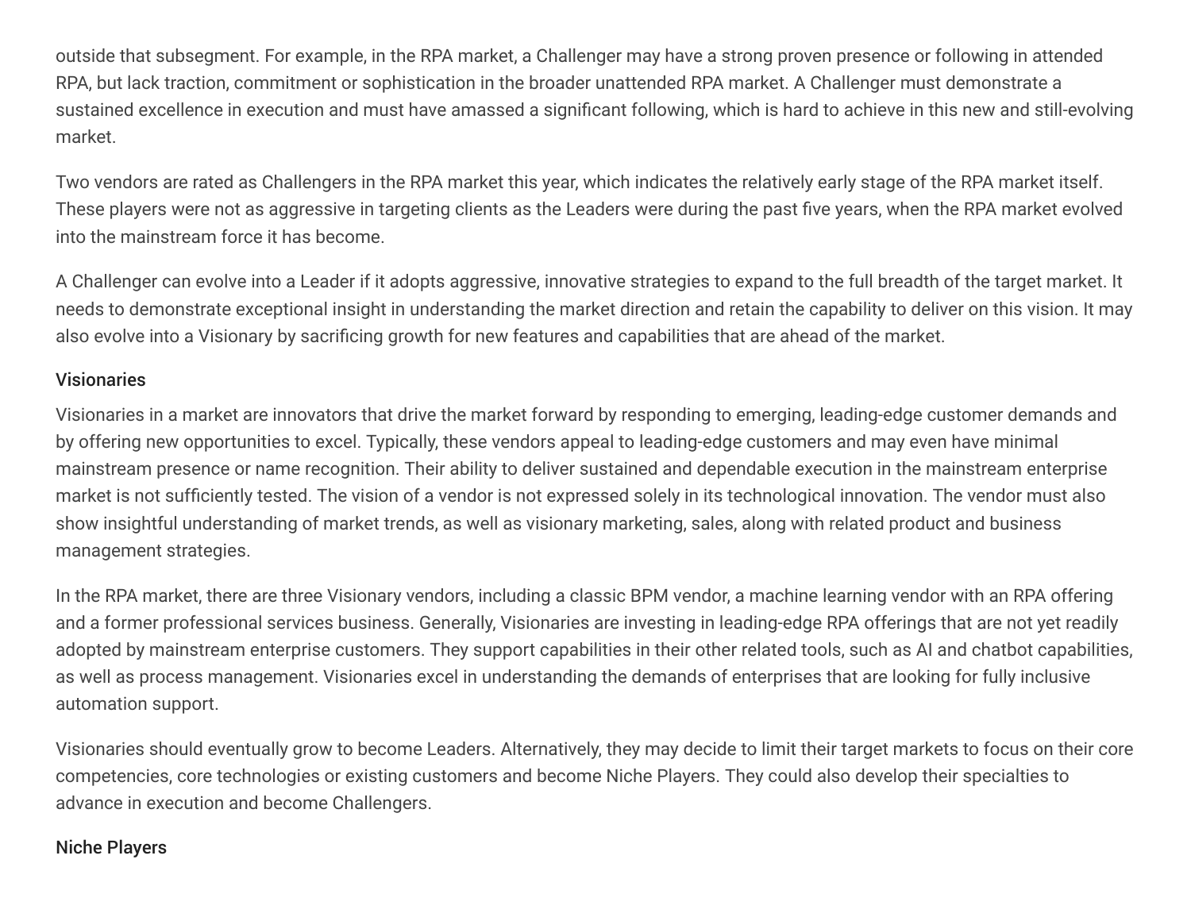outside that subsegment. For example, in the RPA market, a Challenger may have a strong proven presence or following in attended RPA, but lack traction, commitment or sophistication in the broader unattended RPA market. A Challenger must demonstrate a sustained excellence in execution and must have amassed a significant following, which is hard to achieve in this new and still-evolving market.

Two vendors are rated as Challengers in the RPA market this year, which indicates the relatively early stage of the RPA market itself. These players were not as aggressive in targeting clients as the Leaders were during the past five years, when the RPA market evolved into the mainstream force it has become.

A Challenger can evolve into a Leader if it adopts aggressive, innovative strategies to expand to the full breadth of the target market. It needs to demonstrate exceptional insight in understanding the market direction and retain the capability to deliver on this vision. It may also evolve into a Visionary by sacrificing growth for new features and capabilities that are ahead of the market.

### Visionaries

Visionaries in a market are innovators that drive the market forward by responding to emerging, leading-edge customer demands and by offering new opportunities to excel. Typically, these vendors appeal to leading-edge customers and may even have minimal mainstream presence or name recognition. Their ability to deliver sustained and dependable execution in the mainstream enterprise market is not sufficiently tested. The vision of a vendor is not expressed solely in its technological innovation. The vendor must also show insightful understanding of market trends, as well as visionary marketing, sales, along with related product and business management strategies.

In the RPA market, there are three Visionary vendors, including a classic BPM vendor, a machine learning vendor with an RPA offering and a former professional services business. Generally, Visionaries are investing in leading-edge RPA offerings that are not yet readily adopted by mainstream enterprise customers. They support capabilities in their other related tools, such as AI and chatbot capabilities, as well as process management. Visionaries excel in understanding the demands of enterprises that are looking for fully inclusive automation support.

Visionaries should eventually grow to become Leaders. Alternatively, they may decide to limit their target markets to focus on their core competencies, core technologies or existing customers and become Niche Players. They could also develop their specialties to advance in execution and become Challengers.

### Niche Players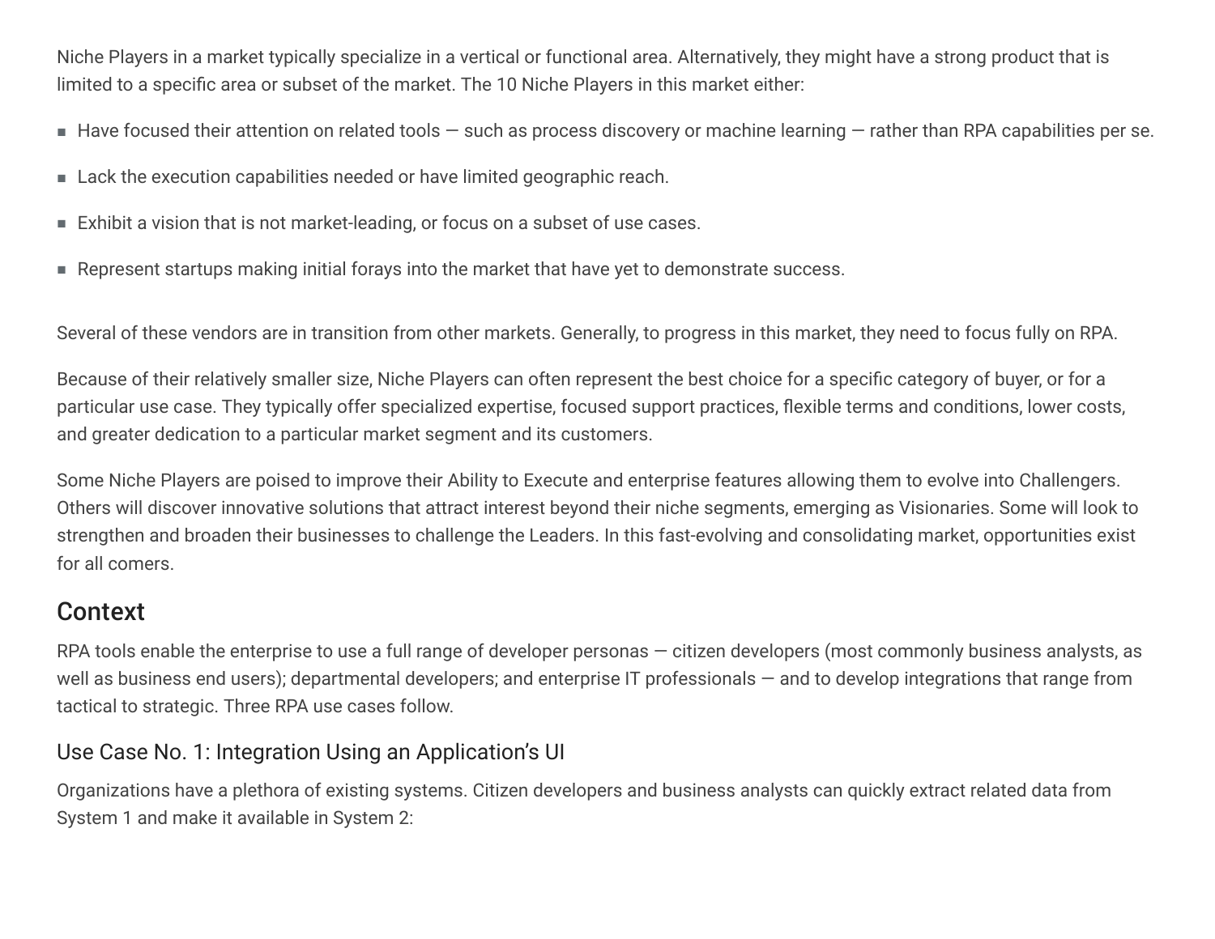Niche Players in a market typically specialize in a vertical or functional area. Alternatively, they might have a strong product that is limited to a specific area or subset of the market. The 10 Niche Players in this market either:

- Have focused their attention on related tools — such as process discovery or machine learning — rather than RPA capabilities per se.
- Lack the execution capabilities needed or have limited geographic reach.
- Exhibit a vision that is not market-leading, or focus on a subset of use cases.
- Represent startups making initial forays into the market that have yet to demonstrate success.

Several of these vendors are in transition from other markets. Generally, to progress in this market, they need to focus fully on RPA.

Because of their relatively smaller size, Niche Players can often represent the best choice for a specific category of buyer, or for a particular use case. They typically offer specialized expertise, focused support practices, flexible terms and conditions, lower costs, and greater dedication to a particular market segment and its customers.

Some Niche Players are poised to improve their Ability to Execute and enterprise features allowing them to evolve into Challengers. Others will discover innovative solutions that attract interest beyond their niche segments, emerging as Visionaries. Some will look to strengthen and broaden their businesses to challenge the Leaders. In this fast-evolving and consolidating market, opportunities exist for all comers.

## Context

RPA tools enable the enterprise to use a full range of developer personas — citizen developers (most commonly business analysts, as well as business end users); departmental developers; and enterprise IT professionals — and to develop integrations that range from tactical to strategic. Three RPA use cases follow.

### Use Case No. 1: Integration Using an Application's UI

Organizations have a plethora of existing systems. Citizen developers and business analysts can quickly extract related data from System 1 and make it available in System 2: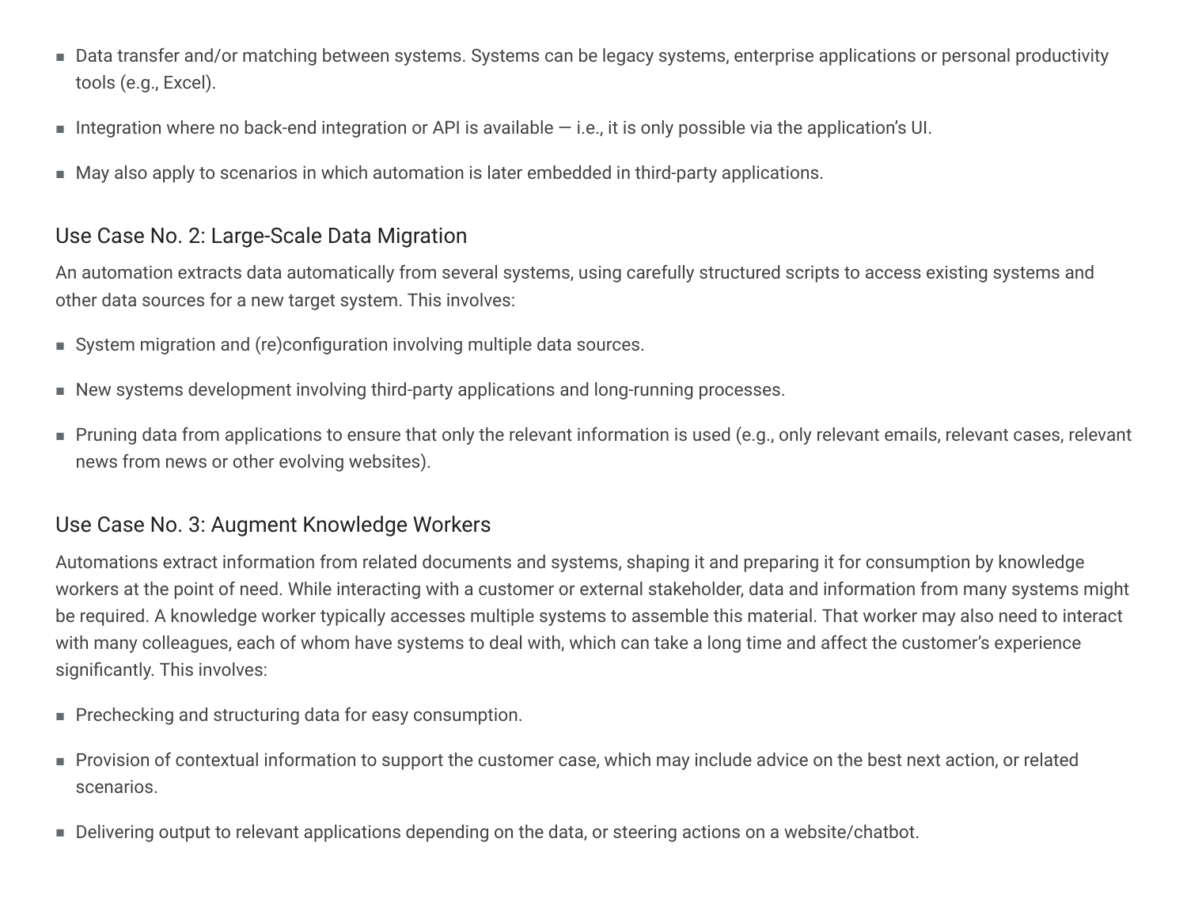- Data transfer and/or matching between systems. Systems can be legacy systems, enterprise applications or personal productivity tools (e.g., Excel).
- Integration where no back-end integration or API is available — i.e., it is only possible via the application's UI.
- May also apply to scenarios in which automation is later embedded in third-party applications.

### Use Case No. 2: Large-Scale Data Migration

An automation extracts data automatically from several systems, using carefully structured scripts to access existing systems and other data sources for a new target system. This involves:

- System migration and (re)configuration involving multiple data sources.
- New systems development involving third-party applications and long-running processes.
- Pruning data from applications to ensure that only the relevant information is used (e.g., only relevant emails, relevant cases, relevant news from news or other evolving websites).

### Use Case No. 3: Augment Knowledge Workers

Automations extract information from related documents and systems, shaping it and preparing it for consumption by knowledge workers at the point of need. While interacting with a customer or external stakeholder, data and information from many systems might be required. A knowledge worker typically accesses multiple systems to assemble this material. That worker may also need to interact with many colleagues, each of whom have systems to deal with, which can take a long time and affect the customer's experience significantly. This involves:

- Prechecking and structuring data for easy consumption.
- Provision of contextual information to support the customer case, which may include advice on the best next action, or related scenarios.
- Delivering output to relevant applications depending on the data, or steering actions on a website/chatbot.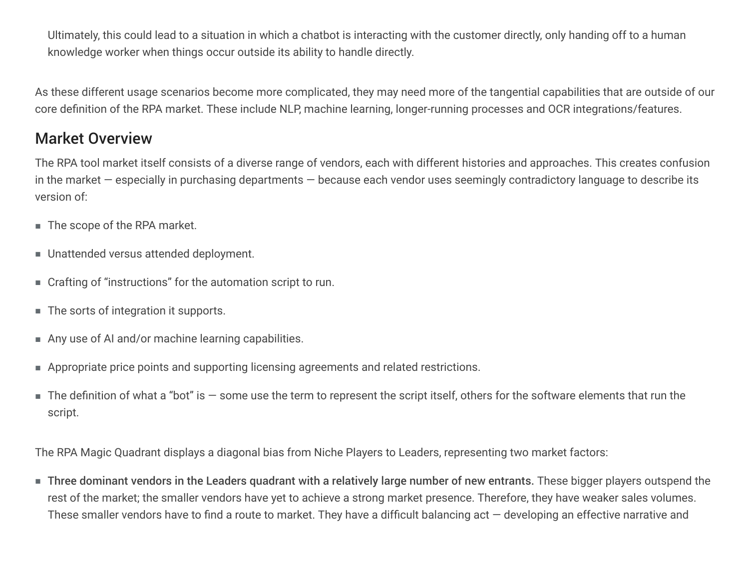Ultimately, this could lead to a situation in which a chatbot is interacting with the customer directly, only handing off to a human knowledge worker when things occur outside its ability to handle directly.

As these different usage scenarios become more complicated, they may need more of the tangential capabilities that are outside of our core definition of the RPA market. These include NLP, machine learning, longer-running processes and OCR integrations/features.

## Market Overview

The RPA tool market itself consists of a diverse range of vendors, each with different histories and approaches. This creates confusion in the market — especially in purchasing departments — because each vendor uses seemingly contradictory language to describe its version of:

- The scope of the RPA market.
- Unattended versus attended deployment.
- Crafting of “instructions” for the automation script to run.
- The sorts of integration it supports.
- Any use of AI and/or machine learning capabilities.
- Appropriate price points and supporting licensing agreements and related restrictions.
- The definition of what a “bot” is — some use the term to represent the script itself, others for the software elements that run the script.

The RPA Magic Quadrant displays a diagonal bias from Niche Players to Leaders, representing two market factors:

- **Three dominant vendors in the Leaders quadrant with a relatively large number of new entrants.** These bigger players outspend the rest of the market; the smaller vendors have yet to achieve a strong market presence. Therefore, they have weaker sales volumes. These smaller vendors have to find a route to market. They have a difficult balancing act — developing an effective narrative and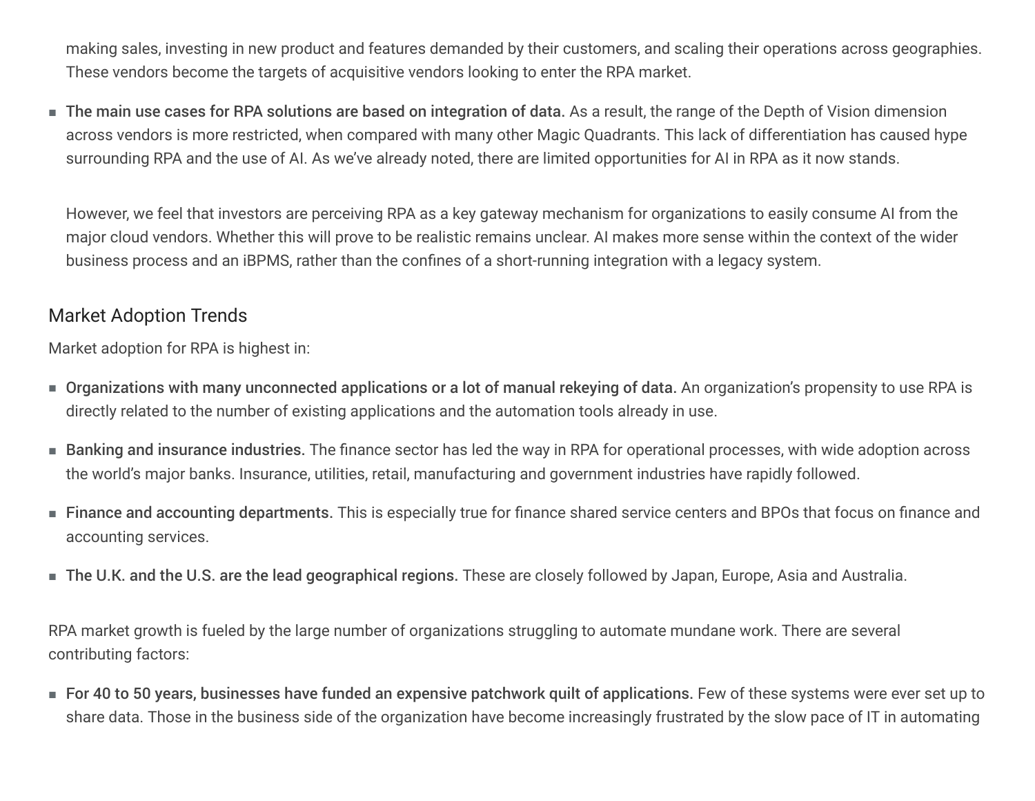making sales, investing in new product and features demanded by their customers, and scaling their operations across geographies. These vendors become the targets of acquisitive vendors looking to enter the RPA market.

- **The main use cases for RPA solutions are based on integration of data.** As a result, the range of the Depth of Vision dimension across vendors is more restricted, when compared with many other Magic Quadrants. This lack of differentiation has caused hype surrounding RPA and the use of AI. As we've already noted, there are limited opportunities for AI in RPA as it now stands.

  However, we feel that investors are perceiving RPA as a key gateway mechanism for organizations to easily consume AI from the major cloud vendors. Whether this will prove to be realistic remains unclear. AI makes more sense within the context of the wider business process and an iBPMS, rather than the confines of a short-running integration with a legacy system.

## Market Adoption Trends

Market adoption for RPA is highest in:

- **Organizations with many unconnected applications or a lot of manual rekeying of data.** An organization's propensity to use RPA is directly related to the number of existing applications and the automation tools already in use.
- **Banking and insurance industries.** The finance sector has led the way in RPA for operational processes, with wide adoption across the world's major banks. Insurance, utilities, retail, manufacturing and government industries have rapidly followed.
- **Finance and accounting departments.** This is especially true for finance shared service centers and BPOs that focus on finance and accounting services.
- **The U.K. and the U.S. are the lead geographical regions.** These are closely followed by Japan, Europe, Asia and Australia.

RPA market growth is fueled by the large number of organizations struggling to automate mundane work. There are several contributing factors:

- **For 40 to 50 years, businesses have funded an expensive patchwork quilt of applications.** Few of these systems were ever set up to share data. Those in the business side of the organization have become increasingly frustrated by the slow pace of IT in automating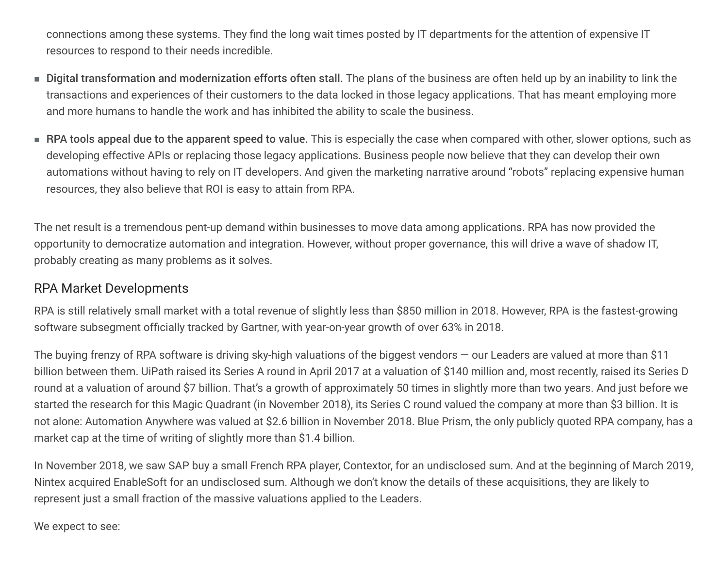connections among these systems. They find the long wait times posted by IT departments for the attention of expensive IT resources to respond to their needs incredible.

- **Digital transformation and modernization efforts often stall.** The plans of the business are often held up by an inability to link the transactions and experiences of their customers to the data locked in those legacy applications. That has meant employing more and more humans to handle the work and has inhibited the ability to scale the business.
- **RPA tools appeal due to the apparent speed to value.** This is especially the case when compared with other, slower options, such as developing effective APIs or replacing those legacy applications. Business people now believe that they can develop their own automations without having to rely on IT developers. And given the marketing narrative around "robots" replacing expensive human resources, they also believe that ROI is easy to attain from RPA.

The net result is a tremendous pent-up demand within businesses to move data among applications. RPA has now provided the opportunity to democratize automation and integration. However, without proper governance, this will drive a wave of shadow IT, probably creating as many problems as it solves.

## RPA Market Developments

RPA is still relatively small market with a total revenue of slightly less than $850 million in 2018. However, RPA is the fastest-growing software subsegment officially tracked by Gartner, with year-on-year growth of over 63% in 2018.

The buying frenzy of RPA software is driving sky-high valuations of the biggest vendors — our Leaders are valued at more than $11 billion between them. UiPath raised its Series A round in April 2017 at a valuation of $140 million and, most recently, raised its Series D round at a valuation of around $7 billion. That's a growth of approximately 50 times in slightly more than two years. And just before we started the research for this Magic Quadrant (in November 2018), its Series C round valued the company at more than $3 billion. It is not alone: Automation Anywhere was valued at $2.6 billion in November 2018. Blue Prism, the only publicly quoted RPA company, has a market cap at the time of writing of slightly more than $1.4 billion.

In November 2018, we saw SAP buy a small French RPA player, Contextor, for an undisclosed sum. And at the beginning of March 2019, Nintex acquired EnableSoft for an undisclosed sum. Although we don't know the details of these acquisitions, they are likely to represent just a small fraction of the massive valuations applied to the Leaders.

We expect to see: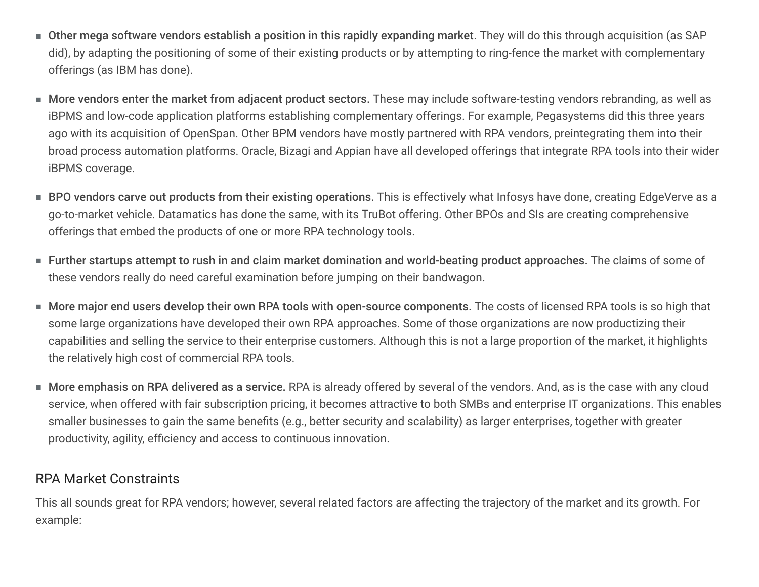- **Other mega software vendors establish a position in this rapidly expanding market.** They will do this through acquisition (as SAP did), by adapting the positioning of some of their existing products or by attempting to ring-fence the market with complementary offerings (as IBM has done).
- **More vendors enter the market from adjacent product sectors.** These may include software-testing vendors rebranding, as well as iBPMS and low-code application platforms establishing complementary offerings. For example, Pegasystems did this three years ago with its acquisition of OpenSpan. Other BPM vendors have mostly partnered with RPA vendors, preintegrating them into their broad process automation platforms. Oracle, Bizagi and Appian have all developed offerings that integrate RPA tools into their wider iBPMS coverage.
- **BPO vendors carve out products from their existing operations.** This is effectively what Infosys have done, creating EdgeVerve as a go-to-market vehicle. Datamatics has done the same, with its TruBot offering. Other BPOs and SIs are creating comprehensive offerings that embed the products of one or more RPA technology tools.
- **Further startups attempt to rush in and claim market domination and world-beating product approaches.** The claims of some of these vendors really do need careful examination before jumping on their bandwagon.
- **More major end users develop their own RPA tools with open-source components.** The costs of licensed RPA tools is so high that some large organizations have developed their own RPA approaches. Some of those organizations are now productizing their capabilities and selling the service to their enterprise customers. Although this is not a large proportion of the market, it highlights the relatively high cost of commercial RPA tools.
- **More emphasis on RPA delivered as a service.** RPA is already offered by several of the vendors. And, as is the case with any cloud service, when offered with fair subscription pricing, it becomes attractive to both SMBs and enterprise IT organizations. This enables smaller businesses to gain the same benefits (e.g., better security and scalability) as larger enterprises, together with greater productivity, agility, efficiency and access to continuous innovation.

## RPA Market Constraints

This all sounds great for RPA vendors; however, several related factors are affecting the trajectory of the market and its growth. For example: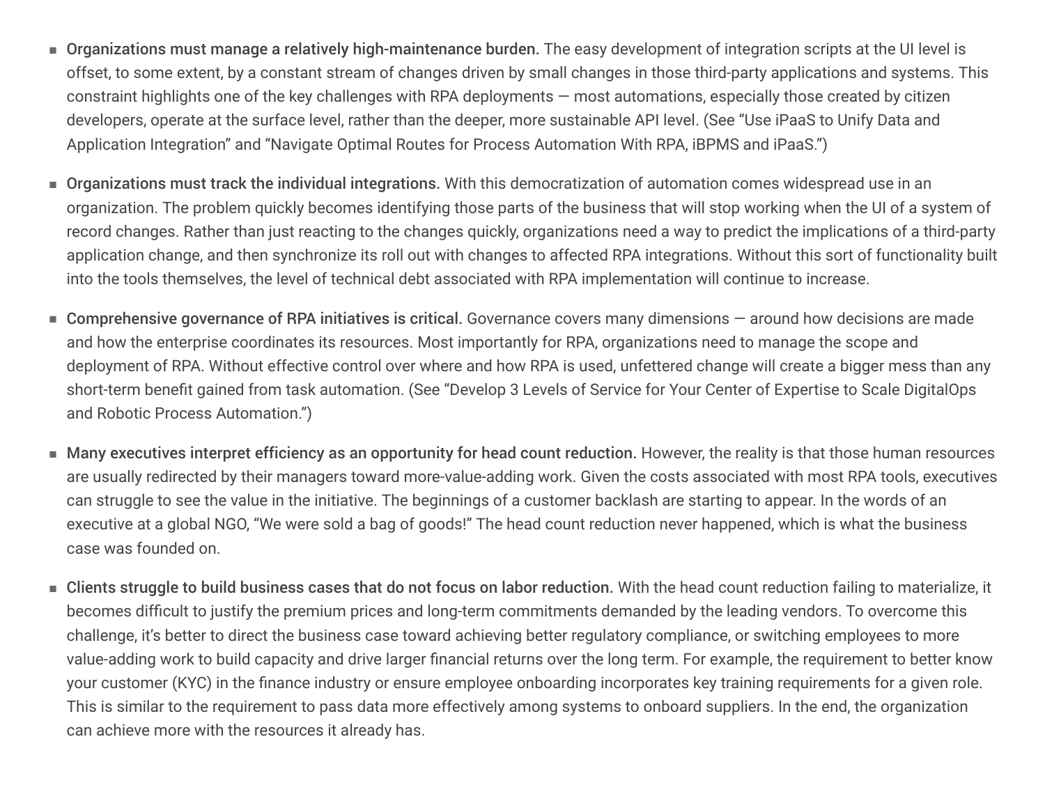- **Organizations must manage a relatively high-maintenance burden.** The easy development of integration scripts at the UI level is offset, to some extent, by a constant stream of changes driven by small changes in those third-party applications and systems. This constraint highlights one of the key challenges with RPA deployments — most automations, especially those created by citizen developers, operate at the surface level, rather than the deeper, more sustainable API level. (See "Use iPaaS to Unify Data and Application Integration" and "Navigate Optimal Routes for Process Automation With RPA, iBPMS and iPaaS.")

- **Organizations must track the individual integrations.** With this democratization of automation comes widespread use in an organization. The problem quickly becomes identifying those parts of the business that will stop working when the UI of a system of record changes. Rather than just reacting to the changes quickly, organizations need a way to predict the implications of a third-party application change, and then synchronize its roll out with changes to affected RPA integrations. Without this sort of functionality built into the tools themselves, the level of technical debt associated with RPA implementation will continue to increase.

- **Comprehensive governance of RPA initiatives is critical.** Governance covers many dimensions — around how decisions are made and how the enterprise coordinates its resources. Most importantly for RPA, organizations need to manage the scope and deployment of RPA. Without effective control over where and how RPA is used, unfettered change will create a bigger mess than any short-term benefit gained from task automation. (See "Develop 3 Levels of Service for Your Center of Expertise to Scale DigitalOps and Robotic Process Automation.")

- **Many executives interpret efficiency as an opportunity for head count reduction.** However, the reality is that those human resources are usually redirected by their managers toward more-value-adding work. Given the costs associated with most RPA tools, executives can struggle to see the value in the initiative. The beginnings of a customer backlash are starting to appear. In the words of an executive at a global NGO, "We were sold a bag of goods!" The head count reduction never happened, which is what the business case was founded on.

- **Clients struggle to build business cases that do not focus on labor reduction.** With the head count reduction failing to materialize, it becomes difficult to justify the premium prices and long-term commitments demanded by the leading vendors. To overcome this challenge, it's better to direct the business case toward achieving better regulatory compliance, or switching employees to more value-adding work to build capacity and drive larger financial returns over the long term. For example, the requirement to better know your customer (KYC) in the finance industry or ensure employee onboarding incorporates key training requirements for a given role. This is similar to the requirement to pass data more effectively among systems to onboard suppliers. In the end, the organization can achieve more with the resources it already has.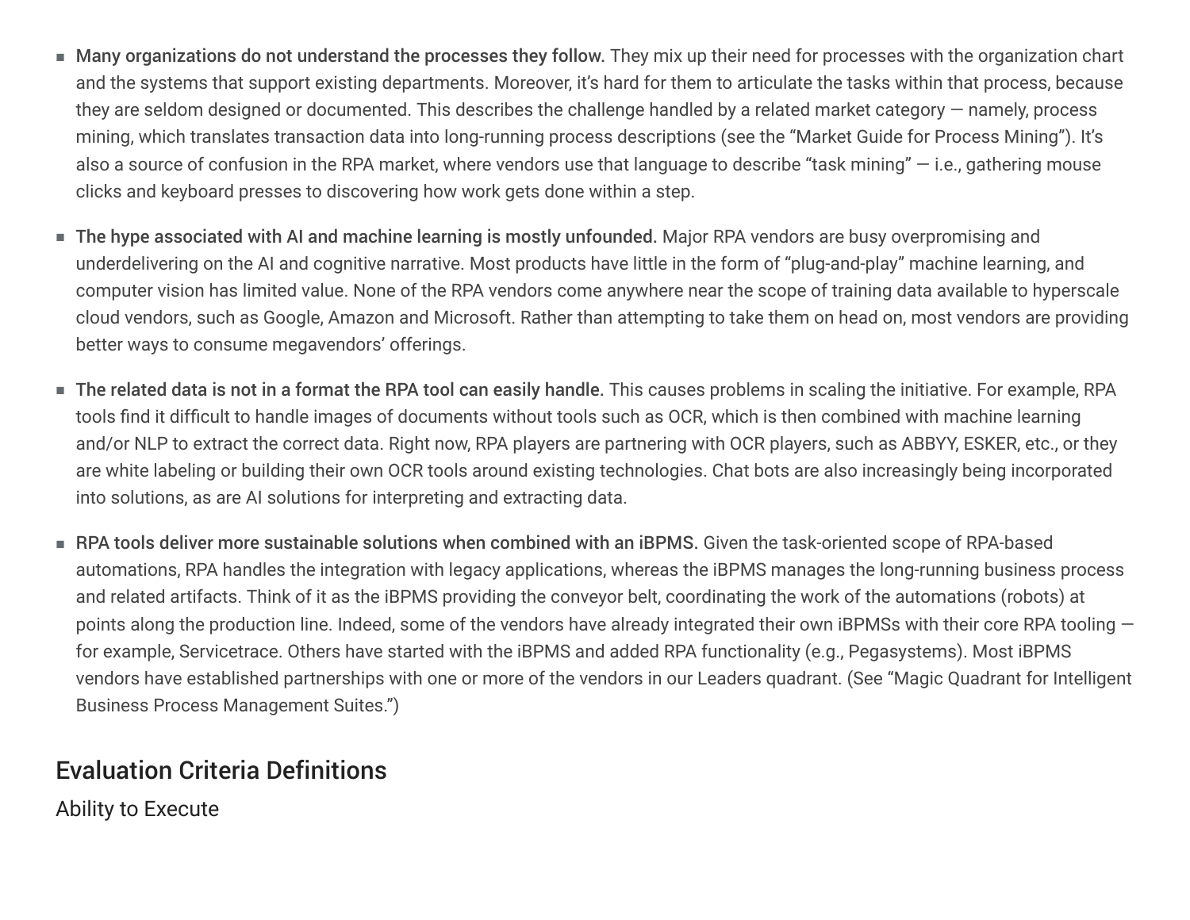- **Many organizations do not understand the processes they follow.** They mix up their need for processes with the organization chart and the systems that support existing departments. Moreover, it's hard for them to articulate the tasks within that process, because they are seldom designed or documented. This describes the challenge handled by a related market category — namely, process mining, which translates transaction data into long-running process descriptions (see the "Market Guide for Process Mining"). It's also a source of confusion in the RPA market, where vendors use that language to describe "task mining" — i.e., gathering mouse clicks and keyboard presses to discovering how work gets done within a step.

- **The hype associated with AI and machine learning is mostly unfounded.** Major RPA vendors are busy overpromising and underdelivering on the AI and cognitive narrative. Most products have little in the form of "plug-and-play" machine learning, and computer vision has limited value. None of the RPA vendors come anywhere near the scope of training data available to hyperscale cloud vendors, such as Google, Amazon and Microsoft. Rather than attempting to take them on head on, most vendors are providing better ways to consume megavendors' offerings.

- **The related data is not in a format the RPA tool can easily handle.** This causes problems in scaling the initiative. For example, RPA tools find it difficult to handle images of documents without tools such as OCR, which is then combined with machine learning and/or NLP to extract the correct data. Right now, RPA players are partnering with OCR players, such as ABBYY, ESKER, etc., or they are white labeling or building their own OCR tools around existing technologies. Chat bots are also increasingly being incorporated into solutions, as are AI solutions for interpreting and extracting data.

- **RPA tools deliver more sustainable solutions when combined with an iBPMS.** Given the task-oriented scope of RPA-based automations, RPA handles the integration with legacy applications, whereas the iBPMS manages the long-running business process and related artifacts. Think of it as the iBPMS providing the conveyor belt, coordinating the work of the automations (robots) at points along the production line. Indeed, some of the vendors have already integrated their own iBPMSs with their core RPA tooling — for example, Servicetrace. Others have started with the iBPMS and added RPA functionality (e.g., Pegasystems). Most iBPMS vendors have established partnerships with one or more of the vendors in our Leaders quadrant. (See "Magic Quadrant for Intelligent Business Process Management Suites.")

## Evaluation Criteria Definitions

### Ability to Execute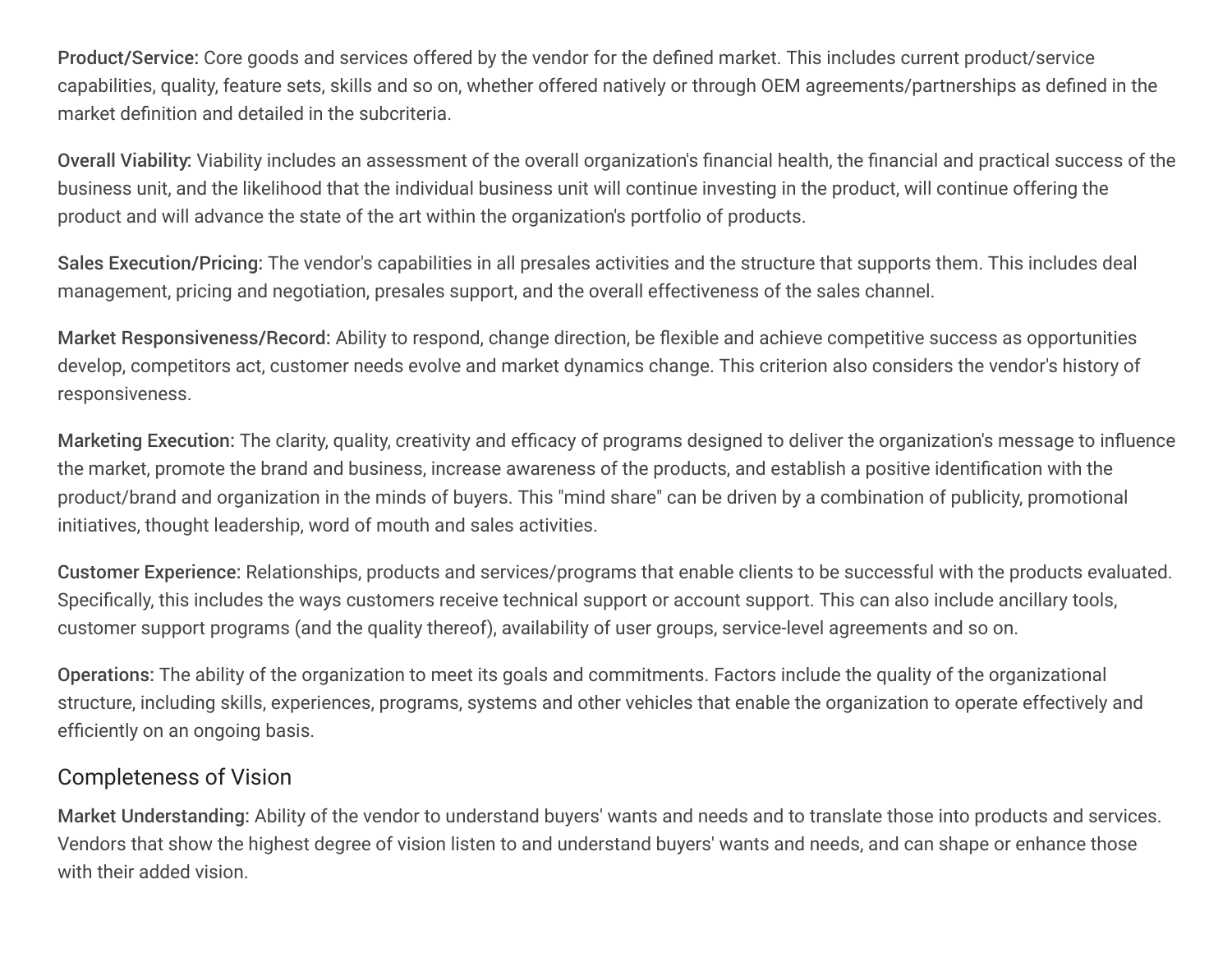**Product/Service:** Core goods and services offered by the vendor for the defined market. This includes current product/service capabilities, quality, feature sets, skills and so on, whether offered natively or through OEM agreements/partnerships as defined in the market definition and detailed in the subcriteria.

**Overall Viability:** Viability includes an assessment of the overall organization's financial health, the financial and practical success of the business unit, and the likelihood that the individual business unit will continue investing in the product, will continue offering the product and will advance the state of the art within the organization's portfolio of products.

**Sales Execution/Pricing:** The vendor's capabilities in all presales activities and the structure that supports them. This includes deal management, pricing and negotiation, presales support, and the overall effectiveness of the sales channel.

**Market Responsiveness/Record:** Ability to respond, change direction, be flexible and achieve competitive success as opportunities develop, competitors act, customer needs evolve and market dynamics change. This criterion also considers the vendor's history of responsiveness.

**Marketing Execution:** The clarity, quality, creativity and efficacy of programs designed to deliver the organization's message to influence the market, promote the brand and business, increase awareness of the products, and establish a positive identification with the product/brand and organization in the minds of buyers. This "mind share" can be driven by a combination of publicity, promotional initiatives, thought leadership, word of mouth and sales activities.

**Customer Experience:** Relationships, products and services/programs that enable clients to be successful with the products evaluated. Specifically, this includes the ways customers receive technical support or account support. This can also include ancillary tools, customer support programs (and the quality thereof), availability of user groups, service-level agreements and so on.

**Operations:** The ability of the organization to meet its goals and commitments. Factors include the quality of the organizational structure, including skills, experiences, programs, systems and other vehicles that enable the organization to operate effectively and efficiently on an ongoing basis.

## Completeness of Vision

**Market Understanding:** Ability of the vendor to understand buyers' wants and needs and to translate those into products and services. Vendors that show the highest degree of vision listen to and understand buyers' wants and needs, and can shape or enhance those with their added vision.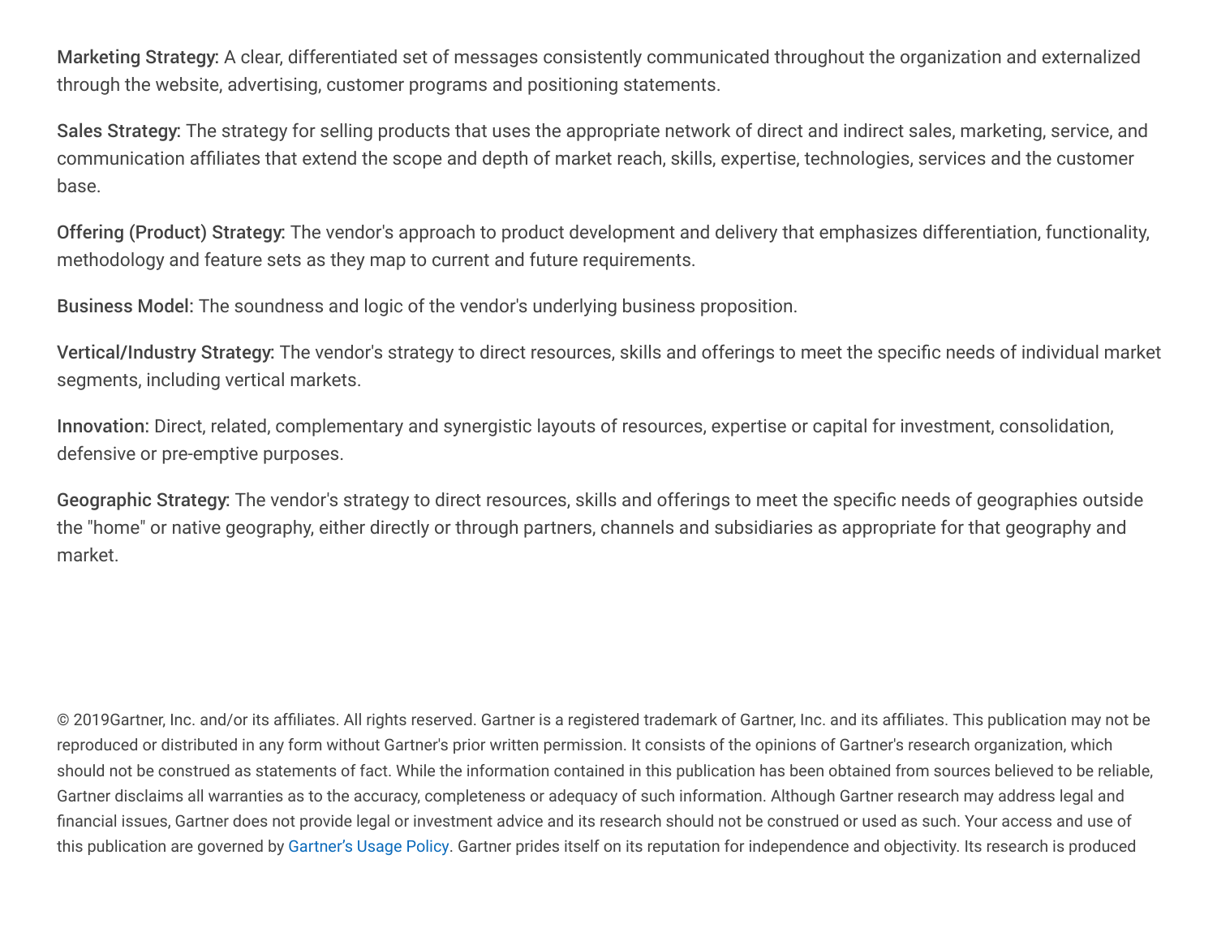**Marketing Strategy:** A clear, differentiated set of messages consistently communicated throughout the organization and externalized through the website, advertising, customer programs and positioning statements.

**Sales Strategy:** The strategy for selling products that uses the appropriate network of direct and indirect sales, marketing, service, and communication affiliates that extend the scope and depth of market reach, skills, expertise, technologies, services and the customer base.

**Offering (Product) Strategy:** The vendor's approach to product development and delivery that emphasizes differentiation, functionality, methodology and feature sets as they map to current and future requirements.

**Business Model:** The soundness and logic of the vendor's underlying business proposition.

**Vertical/Industry Strategy:** The vendor's strategy to direct resources, skills and offerings to meet the specific needs of individual market segments, including vertical markets.

**Innovation:** Direct, related, complementary and synergistic layouts of resources, expertise or capital for investment, consolidation, defensive or pre-emptive purposes.

**Geographic Strategy:** The vendor's strategy to direct resources, skills and offerings to meet the specific needs of geographies outside the "home" or native geography, either directly or through partners, channels and subsidiaries as appropriate for that geography and market.

© 2019Gartner, Inc. and/or its affiliates. All rights reserved. Gartner is a registered trademark of Gartner, Inc. and its affiliates. This publication may not be reproduced or distributed in any form without Gartner's prior written permission. It consists of the opinions of Gartner's research organization, which should not be construed as statements of fact. While the information contained in this publication has been obtained from sources believed to be reliable, Gartner disclaims all warranties as to the accuracy, completeness or adequacy of such information. Although Gartner research may address legal and financial issues, Gartner does not provide legal or investment advice and its research should not be construed or used as such. Your access and use of this publication are governed by Gartner's Usage Policy. Gartner prides itself on its reputation for independence and objectivity. Its research is produced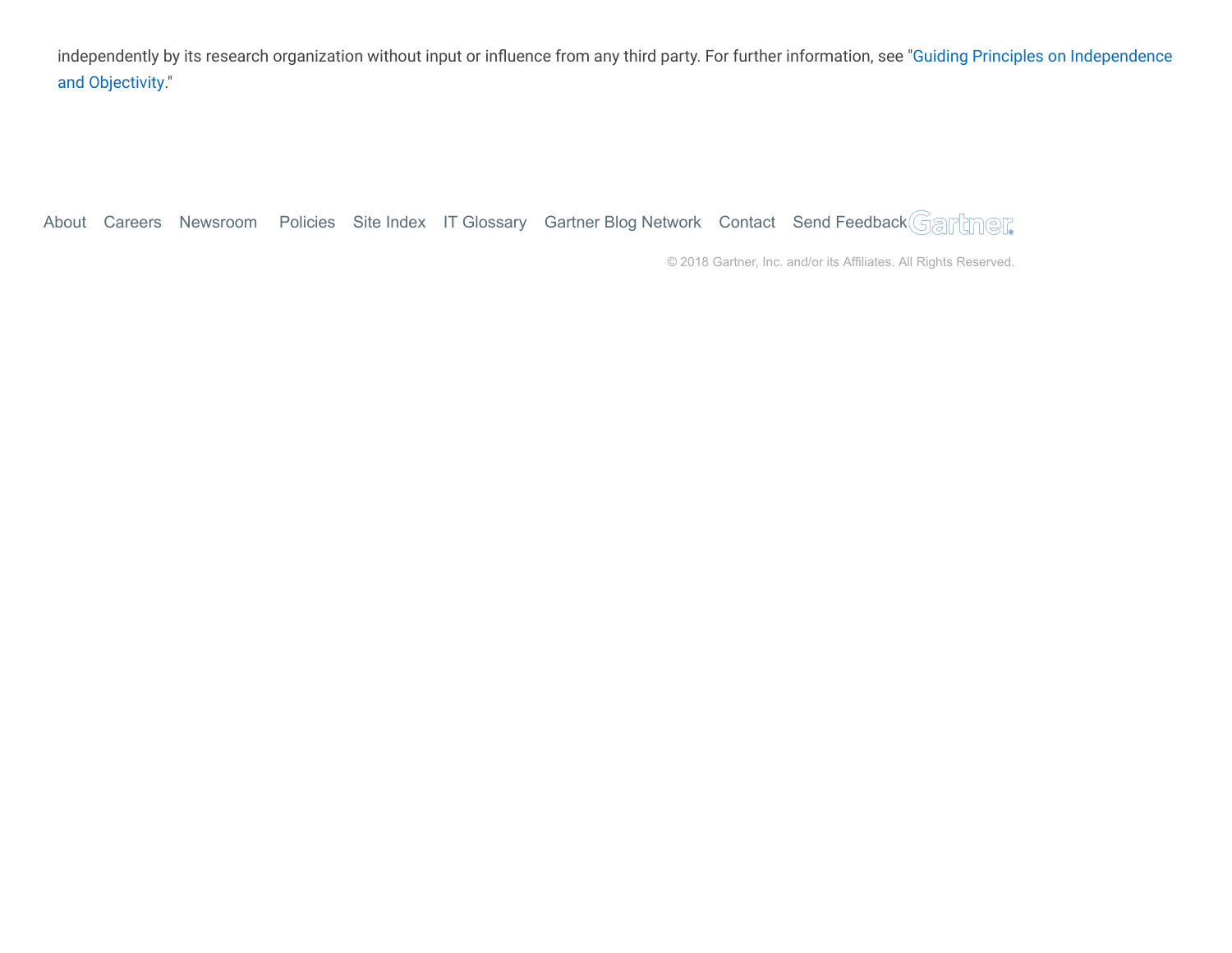independently by its research organization without input or influence from any third party. For further information, see "Guiding Principles on Independence and Objectivity."

About Careers Newsroom Policies Site Index IT Glossary Gartner Blog Network Contact Send Feedback

© 2018 Gartner, Inc. and/or its Affiliates. All Rights Reserved.